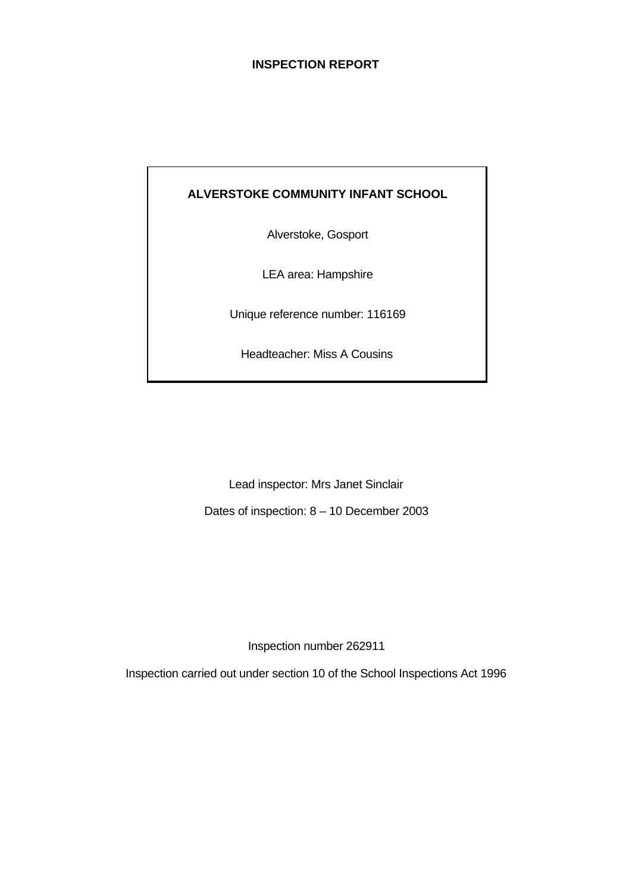# INSPECTION REPORT

**ALVERSTOKE COMMUNITY INFANT SCHOOL**

Alverstoke, Gosport

LEA area: Hampshire

Unique reference number: 116169

Headteacher: Miss A Cousins

Lead inspector: Mrs Janet Sinclair

Dates of inspection: 8 – 10 December 2003

Inspection number 262911

Inspection carried out under section 10 of the School Inspections Act 1996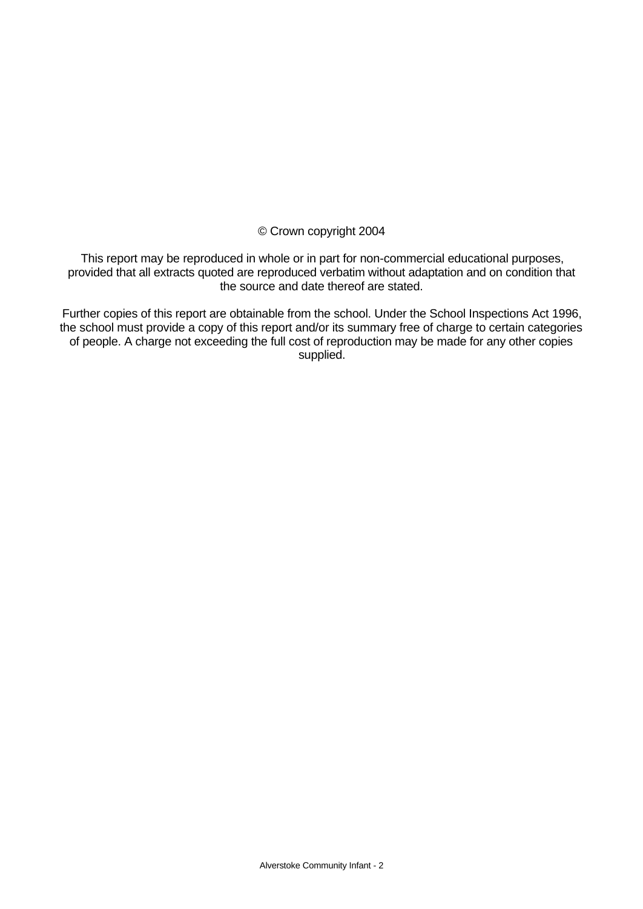© Crown copyright 2004

This report may be reproduced in whole or in part for non-commercial educational purposes, provided that all extracts quoted are reproduced verbatim without adaptation and on condition that the source and date thereof are stated.

Further copies of this report are obtainable from the school. Under the School Inspections Act 1996, the school must provide a copy of this report and/or its summary free of charge to certain categories of people. A charge not exceeding the full cost of reproduction may be made for any other copies supplied.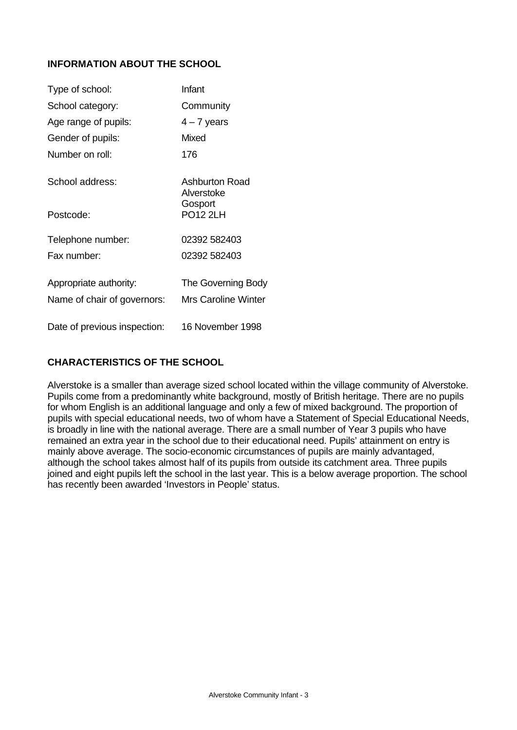## INFORMATION ABOUT THE SCHOOL

| | |
|---|---|
| Type of school: | Infant |
| School category: | Community |
| Age range of pupils: | 4 – 7 years |
| Gender of pupils: | Mixed |
| Number on roll: | 176 |
| School address: | Ashburton Road<br>Alverstoke<br>Gosport |
| Postcode: | PO12 2LH |
| Telephone number: | 02392 582403 |
| Fax number: | 02392 582403 |
| Appropriate authority: | The Governing Body |
| Name of chair of governors: | Mrs Caroline Winter |
| Date of previous inspection: | 16 November 1998 |

## CHARACTERISTICS OF THE SCHOOL

Alverstoke is a smaller than average sized school located within the village community of Alverstoke. Pupils come from a predominantly white background, mostly of British heritage. There are no pupils for whom English is an additional language and only a few of mixed background. The proportion of pupils with special educational needs, two of whom have a Statement of Special Educational Needs, is broadly in line with the national average. There are a small number of Year 3 pupils who have remained an extra year in the school due to their educational need. Pupils' attainment on entry is mainly above average. The socio-economic circumstances of pupils are mainly advantaged, although the school takes almost half of its pupils from outside its catchment area. Three pupils joined and eight pupils left the school in the last year. This is a below average proportion. The school has recently been awarded 'Investors in People' status.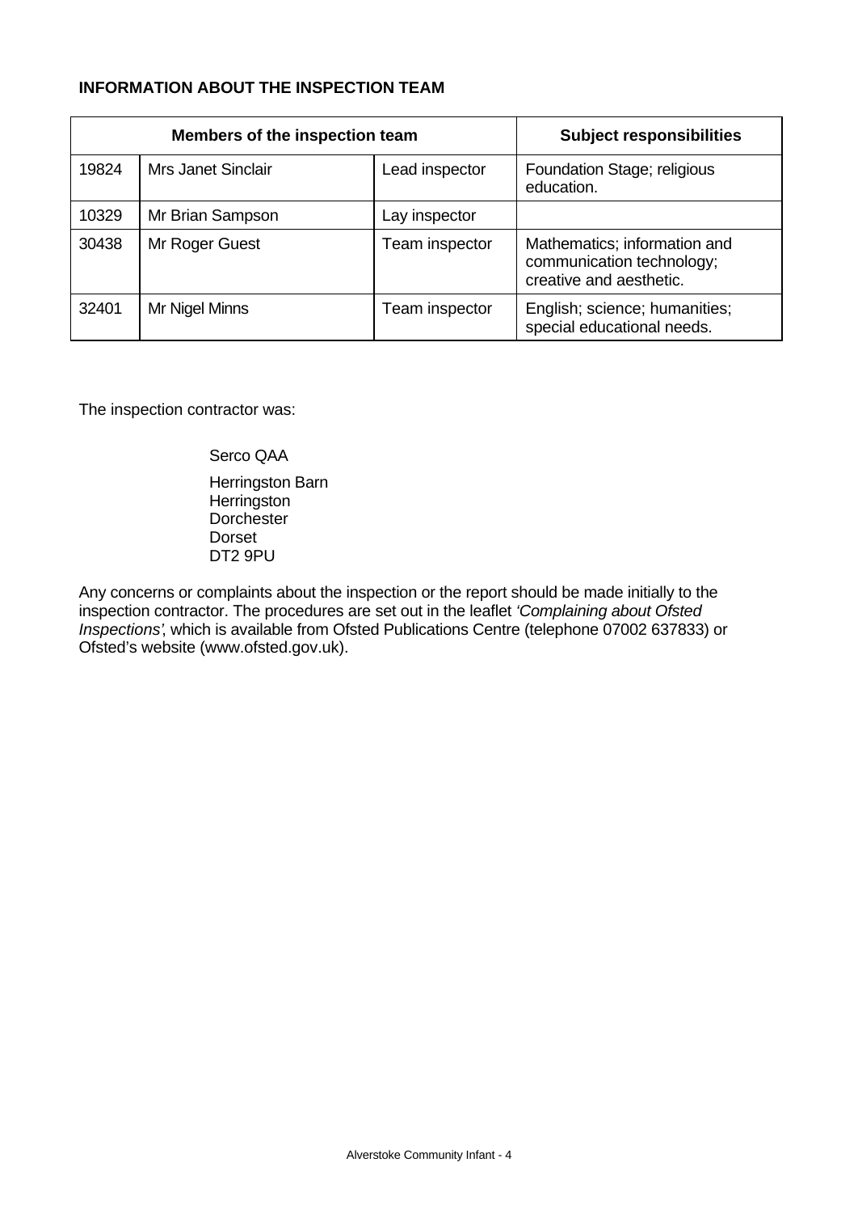**INFORMATION ABOUT THE INSPECTION TEAM**

| Members of the inspection team | | | Subject responsibilities |
|---|---|---|---|
| 19824 | Mrs Janet Sinclair | Lead inspector | Foundation Stage; religious education. |
| 10329 | Mr Brian Sampson | Lay inspector | |
| 30438 | Mr Roger Guest | Team inspector | Mathematics; information and communication technology; creative and aesthetic. |
| 32401 | Mr Nigel Minns | Team inspector | English; science; humanities; special educational needs. |

The inspection contractor was:

Serco QAA

Herringston Barn
Herringston
Dorchester
Dorset
DT2 9PU

Any concerns or complaints about the inspection or the report should be made initially to the inspection contractor. The procedures are set out in the leaflet *'Complaining about Ofsted Inspections'*, which is available from Ofsted Publications Centre (telephone 07002 637833) or Ofsted's website (www.ofsted.gov.uk).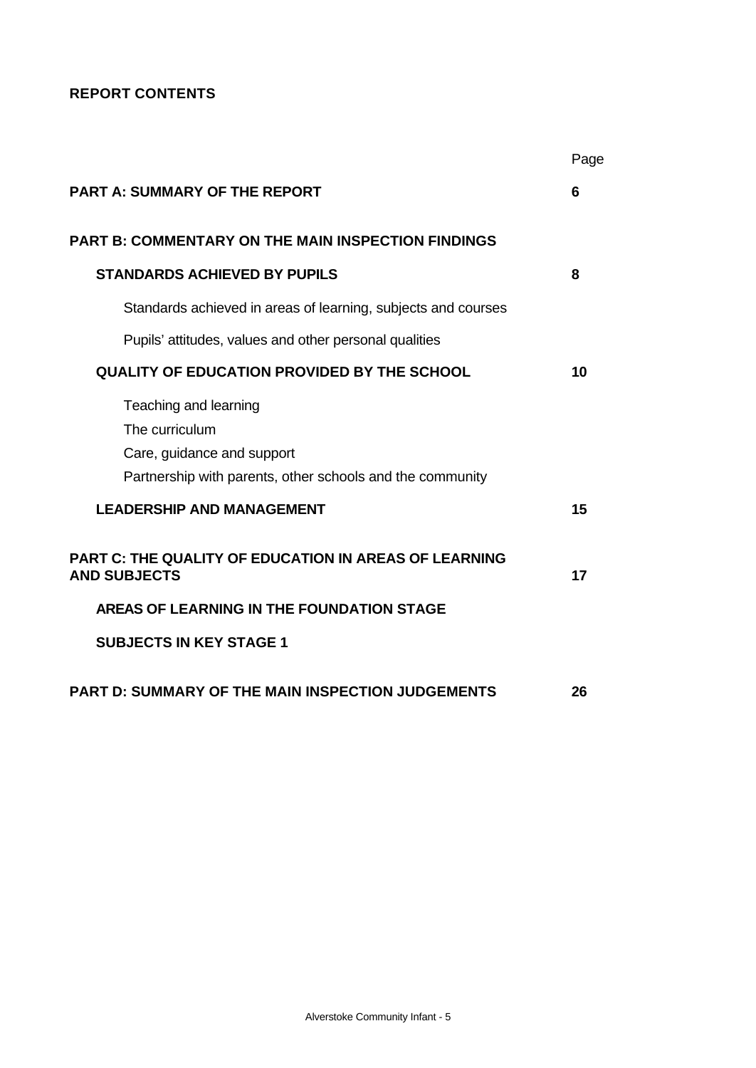**REPORT CONTENTS**

| | Page |
|---|---|
| **PART A: SUMMARY OF THE REPORT** | **6** |
| **PART B: COMMENTARY ON THE MAIN INSPECTION FINDINGS** | |
| **STANDARDS ACHIEVED BY PUPILS** | **8** |
| Standards achieved in areas of learning, subjects and courses | |
| Pupils' attitudes, values and other personal qualities | |
| **QUALITY OF EDUCATION PROVIDED BY THE SCHOOL** | **10** |
| Teaching and learning | |
| The curriculum | |
| Care, guidance and support | |
| Partnership with parents, other schools and the community | |
| **LEADERSHIP AND MANAGEMENT** | **15** |
| **PART C: THE QUALITY OF EDUCATION IN AREAS OF LEARNING AND SUBJECTS** | **17** |
| **AREAS OF LEARNING IN THE FOUNDATION STAGE** | |
| **SUBJECTS IN KEY STAGE 1** | |
| **PART D: SUMMARY OF THE MAIN INSPECTION JUDGEMENTS** | **26** |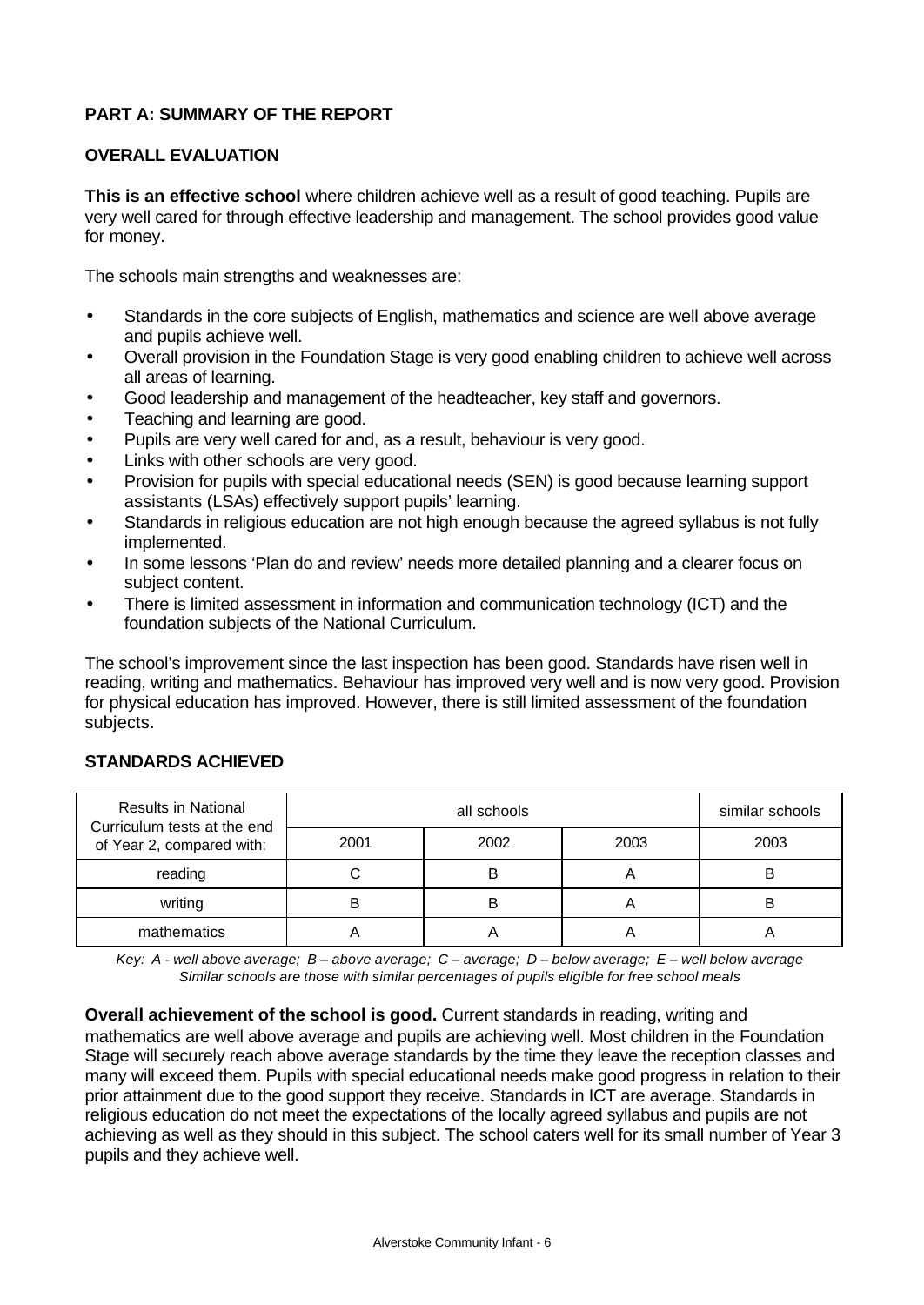## PART A: SUMMARY OF THE REPORT

### OVERALL EVALUATION

**This is an effective school** where children achieve well as a result of good teaching. Pupils are very well cared for through effective leadership and management. The school provides good value for money.

The schools main strengths and weaknesses are:

- Standards in the core subjects of English, mathematics and science are well above average and pupils achieve well.
- Overall provision in the Foundation Stage is very good enabling children to achieve well across all areas of learning.
- Good leadership and management of the headteacher, key staff and governors.
- Teaching and learning are good.
- Pupils are very well cared for and, as a result, behaviour is very good.
- Links with other schools are very good.
- Provision for pupils with special educational needs (SEN) is good because learning support assistants (LSAs) effectively support pupils' learning.
- Standards in religious education are not high enough because the agreed syllabus is not fully implemented.
- In some lessons 'Plan do and review' needs more detailed planning and a clearer focus on subject content.
- There is limited assessment in information and communication technology (ICT) and the foundation subjects of the National Curriculum.

The school's improvement since the last inspection has been good. Standards have risen well in reading, writing and mathematics. Behaviour has improved very well and is now very good. Provision for physical education has improved. However, there is still limited assessment of the foundation subjects.

### STANDARDS ACHIEVED

| Results in National Curriculum tests at the end of Year 2, compared with: | all schools | | | similar schools |
|---|---|---|---|---|
| | 2001 | 2002 | 2003 | 2003 |
| reading | C | B | A | B |
| writing | B | B | A | B |
| mathematics | A | A | A | A |

*Key: A - well above average; B – above average; C – average; D – below average; E – well below average*
*Similar schools are those with similar percentages of pupils eligible for free school meals*

**Overall achievement of the school is good.** Current standards in reading, writing and mathematics are well above average and pupils are achieving well. Most children in the Foundation Stage will securely reach above average standards by the time they leave the reception classes and many will exceed them. Pupils with special educational needs make good progress in relation to their prior attainment due to the good support they receive. Standards in ICT are average. Standards in religious education do not meet the expectations of the locally agreed syllabus and pupils are not achieving as well as they should in this subject. The school caters well for its small number of Year 3 pupils and they achieve well.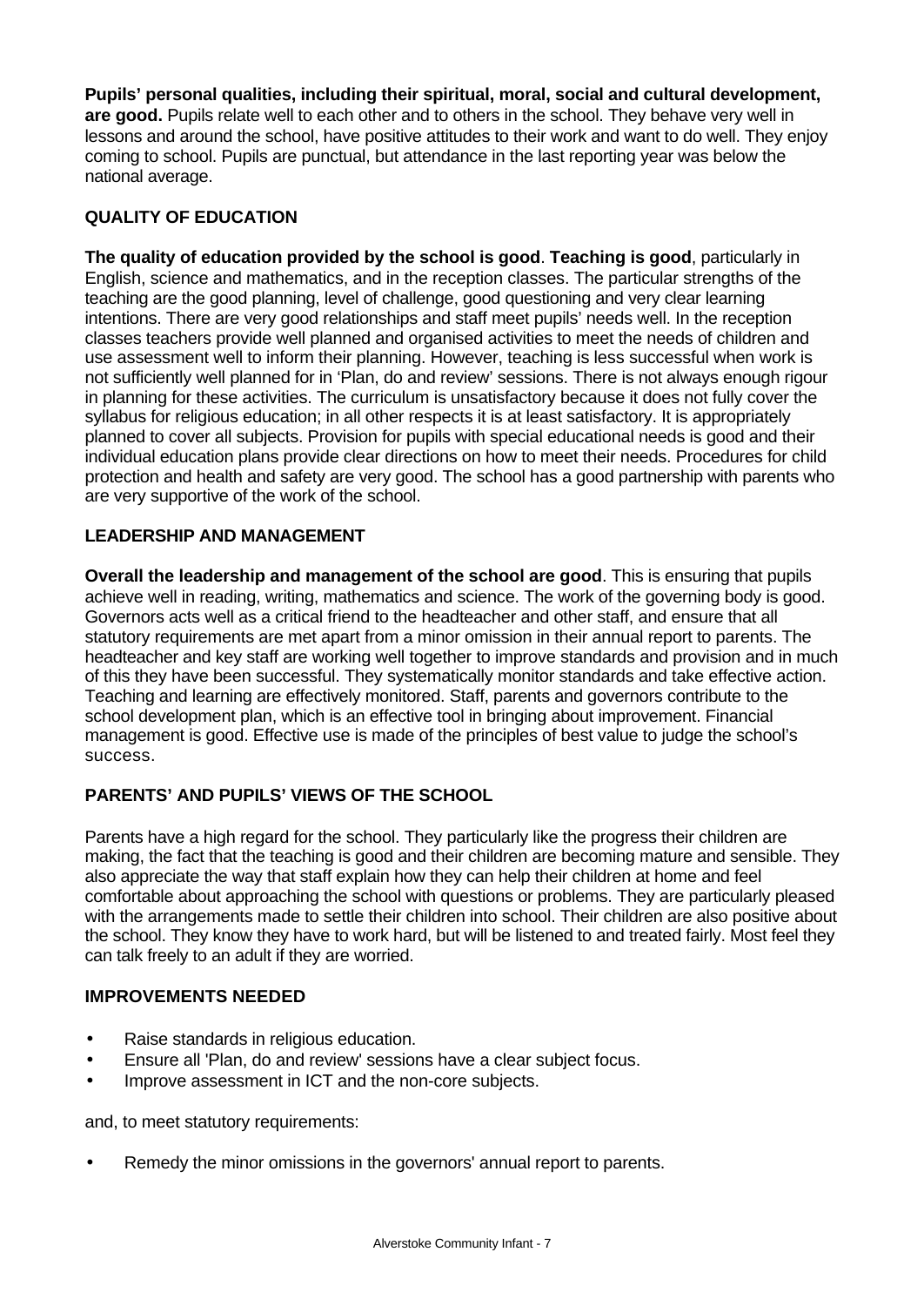**Pupils' personal qualities, including their spiritual, moral, social and cultural development, are good.** Pupils relate well to each other and to others in the school. They behave very well in lessons and around the school, have positive attitudes to their work and want to do well. They enjoy coming to school. Pupils are punctual, but attendance in the last reporting year was below the national average.

## QUALITY OF EDUCATION

**The quality of education provided by the school is good**. **Teaching is good**, particularly in English, science and mathematics, and in the reception classes. The particular strengths of the teaching are the good planning, level of challenge, good questioning and very clear learning intentions. There are very good relationships and staff meet pupils' needs well. In the reception classes teachers provide well planned and organised activities to meet the needs of children and use assessment well to inform their planning. However, teaching is less successful when work is not sufficiently well planned for in 'Plan, do and review' sessions. There is not always enough rigour in planning for these activities. The curriculum is unsatisfactory because it does not fully cover the syllabus for religious education; in all other respects it is at least satisfactory. It is appropriately planned to cover all subjects. Provision for pupils with special educational needs is good and their individual education plans provide clear directions on how to meet their needs. Procedures for child protection and health and safety are very good. The school has a good partnership with parents who are very supportive of the work of the school.

## LEADERSHIP AND MANAGEMENT

**Overall the leadership and management of the school are good**. This is ensuring that pupils achieve well in reading, writing, mathematics and science. The work of the governing body is good. Governors acts well as a critical friend to the headteacher and other staff, and ensure that all statutory requirements are met apart from a minor omission in their annual report to parents. The headteacher and key staff are working well together to improve standards and provision and in much of this they have been successful. They systematically monitor standards and take effective action. Teaching and learning are effectively monitored. Staff, parents and governors contribute to the school development plan, which is an effective tool in bringing about improvement. Financial management is good. Effective use is made of the principles of best value to judge the school's success.

## PARENTS' AND PUPILS' VIEWS OF THE SCHOOL

Parents have a high regard for the school. They particularly like the progress their children are making, the fact that the teaching is good and their children are becoming mature and sensible. They also appreciate the way that staff explain how they can help their children at home and feel comfortable about approaching the school with questions or problems. They are particularly pleased with the arrangements made to settle their children into school. Their children are also positive about the school. They know they have to work hard, but will be listened to and treated fairly. Most feel they can talk freely to an adult if they are worried.

## IMPROVEMENTS NEEDED

- Raise standards in religious education.
- Ensure all 'Plan, do and review' sessions have a clear subject focus.
- Improve assessment in ICT and the non-core subjects.

and, to meet statutory requirements:

- Remedy the minor omissions in the governors' annual report to parents.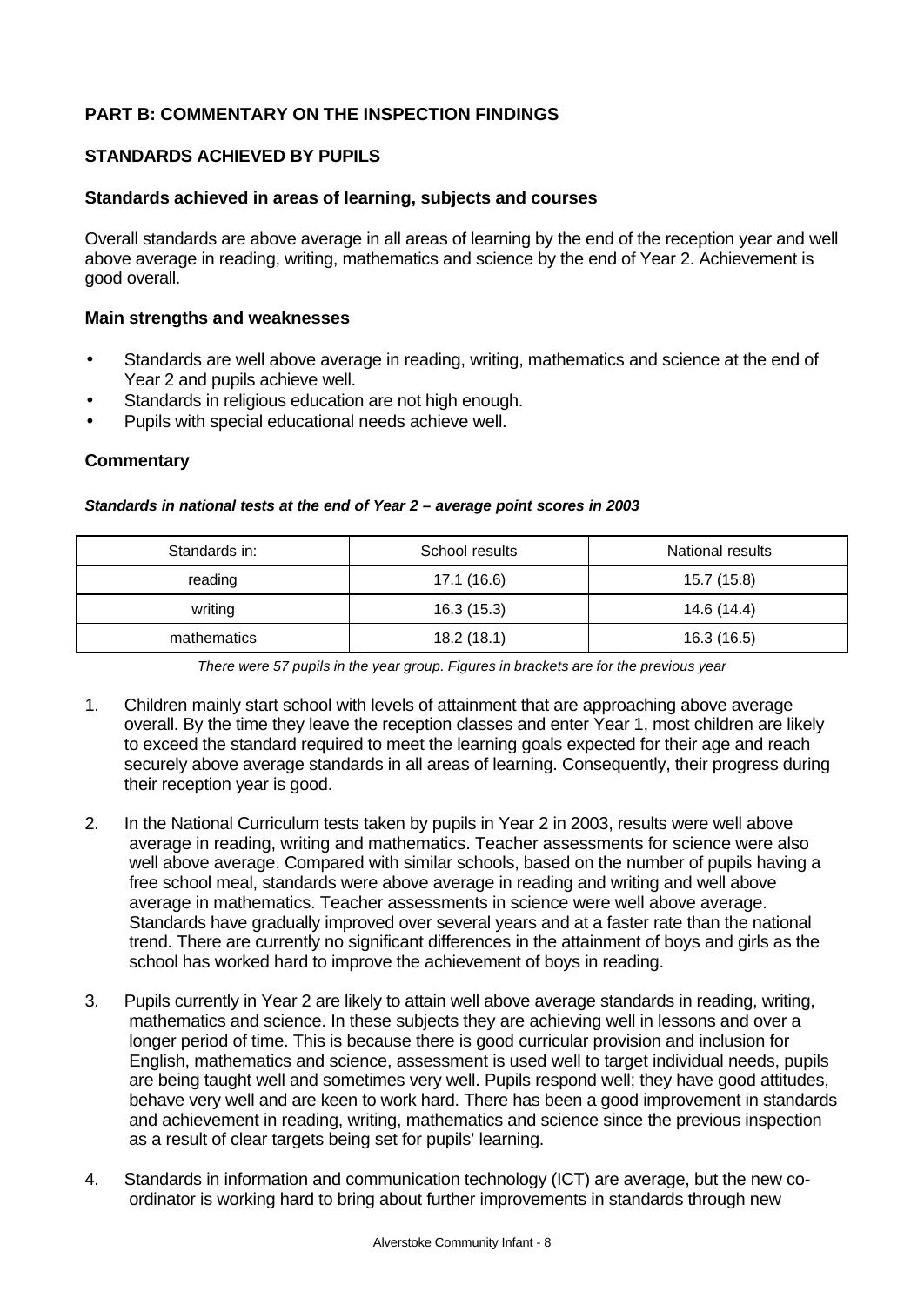## PART B: COMMENTARY ON THE INSPECTION FINDINGS

### STANDARDS ACHIEVED BY PUPILS

#### Standards achieved in areas of learning, subjects and courses

Overall standards are above average in all areas of learning by the end of the reception year and well above average in reading, writing, mathematics and science by the end of Year 2. Achievement is good overall.

#### Main strengths and weaknesses

- Standards are well above average in reading, writing, mathematics and science at the end of Year 2 and pupils achieve well.
- Standards in religious education are not high enough.
- Pupils with special educational needs achieve well.

#### Commentary

***Standards in national tests at the end of Year 2 – average point scores in 2003***

| Standards in: | School results | National results |
|---|---|---|
| reading | 17.1 (16.6) | 15.7 (15.8) |
| writing | 16.3 (15.3) | 14.6 (14.4) |
| mathematics | 18.2 (18.1) | 16.3 (16.5) |

*There were 57 pupils in the year group. Figures in brackets are for the previous year*

1. Children mainly start school with levels of attainment that are approaching above average overall. By the time they leave the reception classes and enter Year 1, most children are likely to exceed the standard required to meet the learning goals expected for their age and reach securely above average standards in all areas of learning. Consequently, their progress during their reception year is good.

2. In the National Curriculum tests taken by pupils in Year 2 in 2003, results were well above average in reading, writing and mathematics. Teacher assessments for science were also well above average. Compared with similar schools, based on the number of pupils having a free school meal, standards were above average in reading and writing and well above average in mathematics. Teacher assessments in science were well above average. Standards have gradually improved over several years and at a faster rate than the national trend. There are currently no significant differences in the attainment of boys and girls as the school has worked hard to improve the achievement of boys in reading.

3. Pupils currently in Year 2 are likely to attain well above average standards in reading, writing, mathematics and science. In these subjects they are achieving well in lessons and over a longer period of time. This is because there is good curricular provision and inclusion for English, mathematics and science, assessment is used well to target individual needs, pupils are being taught well and sometimes very well. Pupils respond well; they have good attitudes, behave very well and are keen to work hard. There has been a good improvement in standards and achievement in reading, writing, mathematics and science since the previous inspection as a result of clear targets being set for pupils' learning.

4. Standards in information and communication technology (ICT) are average, but the new co-ordinator is working hard to bring about further improvements in standards through new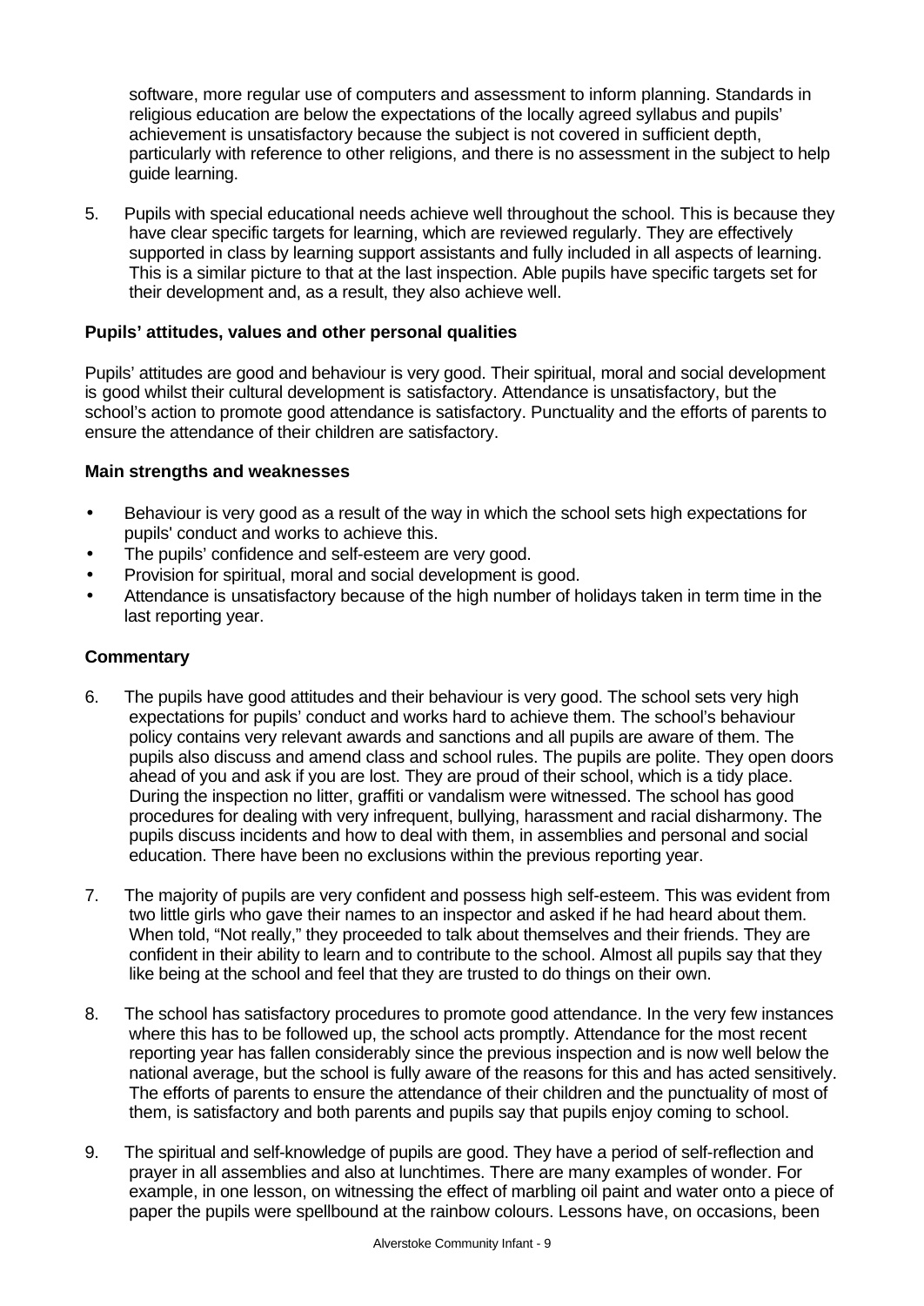software, more regular use of computers and assessment to inform planning. Standards in religious education are below the expectations of the locally agreed syllabus and pupils' achievement is unsatisfactory because the subject is not covered in sufficient depth, particularly with reference to other religions, and there is no assessment in the subject to help guide learning.

5. Pupils with special educational needs achieve well throughout the school. This is because they have clear specific targets for learning, which are reviewed regularly. They are effectively supported in class by learning support assistants and fully included in all aspects of learning. This is a similar picture to that at the last inspection. Able pupils have specific targets set for their development and, as a result, they also achieve well.

**Pupils' attitudes, values and other personal qualities**

Pupils' attitudes are good and behaviour is very good. Their spiritual, moral and social development is good whilst their cultural development is satisfactory. Attendance is unsatisfactory, but the school's action to promote good attendance is satisfactory. Punctuality and the efforts of parents to ensure the attendance of their children are satisfactory.

**Main strengths and weaknesses**

- Behaviour is very good as a result of the way in which the school sets high expectations for pupils' conduct and works to achieve this.
- The pupils' confidence and self-esteem are very good.
- Provision for spiritual, moral and social development is good.
- Attendance is unsatisfactory because of the high number of holidays taken in term time in the last reporting year.

**Commentary**

6. The pupils have good attitudes and their behaviour is very good. The school sets very high expectations for pupils' conduct and works hard to achieve them. The school's behaviour policy contains very relevant awards and sanctions and all pupils are aware of them. The pupils also discuss and amend class and school rules. The pupils are polite. They open doors ahead of you and ask if you are lost. They are proud of their school, which is a tidy place. During the inspection no litter, graffiti or vandalism were witnessed. The school has good procedures for dealing with very infrequent, bullying, harassment and racial disharmony. The pupils discuss incidents and how to deal with them, in assemblies and personal and social education. There have been no exclusions within the previous reporting year.

7. The majority of pupils are very confident and possess high self-esteem. This was evident from two little girls who gave their names to an inspector and asked if he had heard about them. When told, "Not really," they proceeded to talk about themselves and their friends. They are confident in their ability to learn and to contribute to the school. Almost all pupils say that they like being at the school and feel that they are trusted to do things on their own.

8. The school has satisfactory procedures to promote good attendance. In the very few instances where this has to be followed up, the school acts promptly. Attendance for the most recent reporting year has fallen considerably since the previous inspection and is now well below the national average, but the school is fully aware of the reasons for this and has acted sensitively. The efforts of parents to ensure the attendance of their children and the punctuality of most of them, is satisfactory and both parents and pupils say that pupils enjoy coming to school.

9. The spiritual and self-knowledge of pupils are good. They have a period of self-reflection and prayer in all assemblies and also at lunchtimes. There are many examples of wonder. For example, in one lesson, on witnessing the effect of marbling oil paint and water onto a piece of paper the pupils were spellbound at the rainbow colours. Lessons have, on occasions, been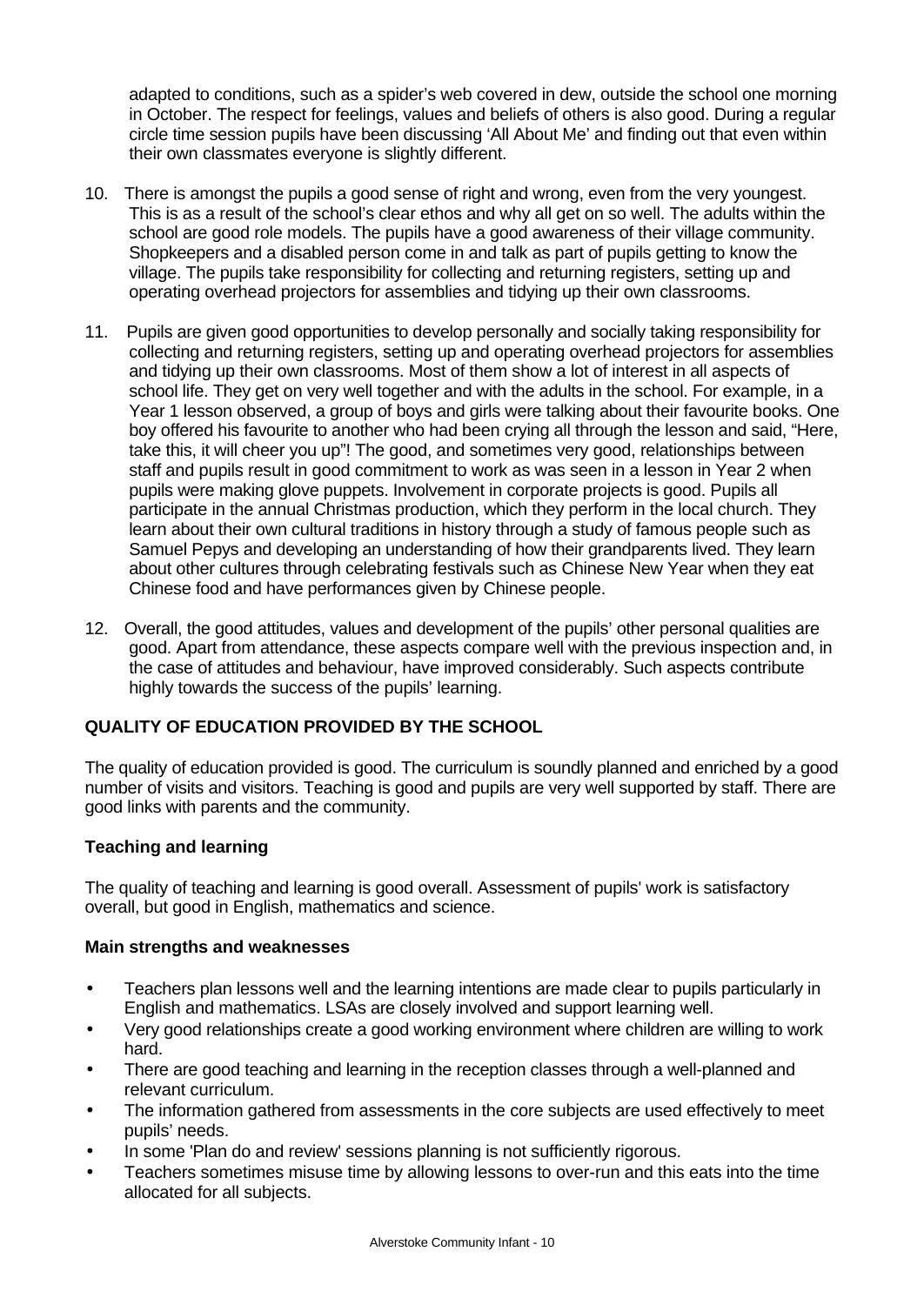adapted to conditions, such as a spider's web covered in dew, outside the school one morning in October. The respect for feelings, values and beliefs of others is also good. During a regular circle time session pupils have been discussing 'All About Me' and finding out that even within their own classmates everyone is slightly different.

10. There is amongst the pupils a good sense of right and wrong, even from the very youngest. This is as a result of the school's clear ethos and why all get on so well. The adults within the school are good role models. The pupils have a good awareness of their village community. Shopkeepers and a disabled person come in and talk as part of pupils getting to know the village. The pupils take responsibility for collecting and returning registers, setting up and operating overhead projectors for assemblies and tidying up their own classrooms.

11. Pupils are given good opportunities to develop personally and socially taking responsibility for collecting and returning registers, setting up and operating overhead projectors for assemblies and tidying up their own classrooms. Most of them show a lot of interest in all aspects of school life. They get on very well together and with the adults in the school. For example, in a Year 1 lesson observed, a group of boys and girls were talking about their favourite books. One boy offered his favourite to another who had been crying all through the lesson and said, "Here, take this, it will cheer you up"! The good, and sometimes very good, relationships between staff and pupils result in good commitment to work as was seen in a lesson in Year 2 when pupils were making glove puppets. Involvement in corporate projects is good. Pupils all participate in the annual Christmas production, which they perform in the local church. They learn about their own cultural traditions in history through a study of famous people such as Samuel Pepys and developing an understanding of how their grandparents lived. They learn about other cultures through celebrating festivals such as Chinese New Year when they eat Chinese food and have performances given by Chinese people.

12. Overall, the good attitudes, values and development of the pupils' other personal qualities are good. Apart from attendance, these aspects compare well with the previous inspection and, in the case of attitudes and behaviour, have improved considerably. Such aspects contribute highly towards the success of the pupils' learning.

## QUALITY OF EDUCATION PROVIDED BY THE SCHOOL

The quality of education provided is good. The curriculum is soundly planned and enriched by a good number of visits and visitors. Teaching is good and pupils are very well supported by staff. There are good links with parents and the community.

### Teaching and learning

The quality of teaching and learning is good overall. Assessment of pupils' work is satisfactory overall, but good in English, mathematics and science.

#### Main strengths and weaknesses

- Teachers plan lessons well and the learning intentions are made clear to pupils particularly in English and mathematics. LSAs are closely involved and support learning well.
- Very good relationships create a good working environment where children are willing to work hard.
- There are good teaching and learning in the reception classes through a well-planned and relevant curriculum.
- The information gathered from assessments in the core subjects are used effectively to meet pupils' needs.
- In some 'Plan do and review' sessions planning is not sufficiently rigorous.
- Teachers sometimes misuse time by allowing lessons to over-run and this eats into the time allocated for all subjects.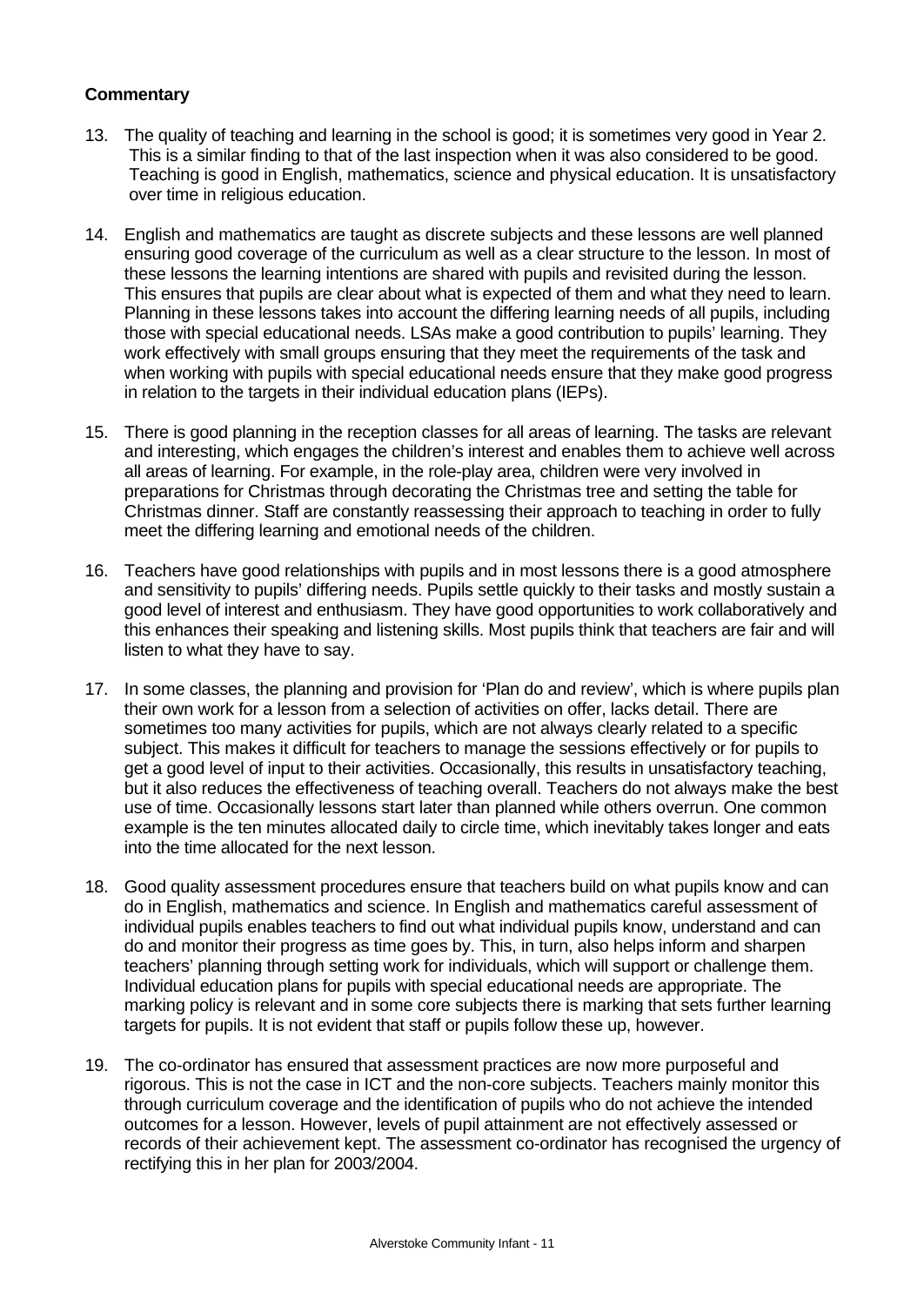**Commentary**

13. The quality of teaching and learning in the school is good; it is sometimes very good in Year 2. This is a similar finding to that of the last inspection when it was also considered to be good. Teaching is good in English, mathematics, science and physical education. It is unsatisfactory over time in religious education.

14. English and mathematics are taught as discrete subjects and these lessons are well planned ensuring good coverage of the curriculum as well as a clear structure to the lesson. In most of these lessons the learning intentions are shared with pupils and revisited during the lesson. This ensures that pupils are clear about what is expected of them and what they need to learn. Planning in these lessons takes into account the differing learning needs of all pupils, including those with special educational needs. LSAs make a good contribution to pupils' learning. They work effectively with small groups ensuring that they meet the requirements of the task and when working with pupils with special educational needs ensure that they make good progress in relation to the targets in their individual education plans (IEPs).

15. There is good planning in the reception classes for all areas of learning. The tasks are relevant and interesting, which engages the children's interest and enables them to achieve well across all areas of learning. For example, in the role-play area, children were very involved in preparations for Christmas through decorating the Christmas tree and setting the table for Christmas dinner. Staff are constantly reassessing their approach to teaching in order to fully meet the differing learning and emotional needs of the children.

16. Teachers have good relationships with pupils and in most lessons there is a good atmosphere and sensitivity to pupils' differing needs. Pupils settle quickly to their tasks and mostly sustain a good level of interest and enthusiasm. They have good opportunities to work collaboratively and this enhances their speaking and listening skills. Most pupils think that teachers are fair and will listen to what they have to say.

17. In some classes, the planning and provision for 'Plan do and review', which is where pupils plan their own work for a lesson from a selection of activities on offer, lacks detail. There are sometimes too many activities for pupils, which are not always clearly related to a specific subject. This makes it difficult for teachers to manage the sessions effectively or for pupils to get a good level of input to their activities. Occasionally, this results in unsatisfactory teaching, but it also reduces the effectiveness of teaching overall. Teachers do not always make the best use of time. Occasionally lessons start later than planned while others overrun. One common example is the ten minutes allocated daily to circle time, which inevitably takes longer and eats into the time allocated for the next lesson.

18. Good quality assessment procedures ensure that teachers build on what pupils know and can do in English, mathematics and science. In English and mathematics careful assessment of individual pupils enables teachers to find out what individual pupils know, understand and can do and monitor their progress as time goes by. This, in turn, also helps inform and sharpen teachers' planning through setting work for individuals, which will support or challenge them. Individual education plans for pupils with special educational needs are appropriate. The marking policy is relevant and in some core subjects there is marking that sets further learning targets for pupils. It is not evident that staff or pupils follow these up, however.

19. The co-ordinator has ensured that assessment practices are now more purposeful and rigorous. This is not the case in ICT and the non-core subjects. Teachers mainly monitor this through curriculum coverage and the identification of pupils who do not achieve the intended outcomes for a lesson. However, levels of pupil attainment are not effectively assessed or records of their achievement kept. The assessment co-ordinator has recognised the urgency of rectifying this in her plan for 2003/2004.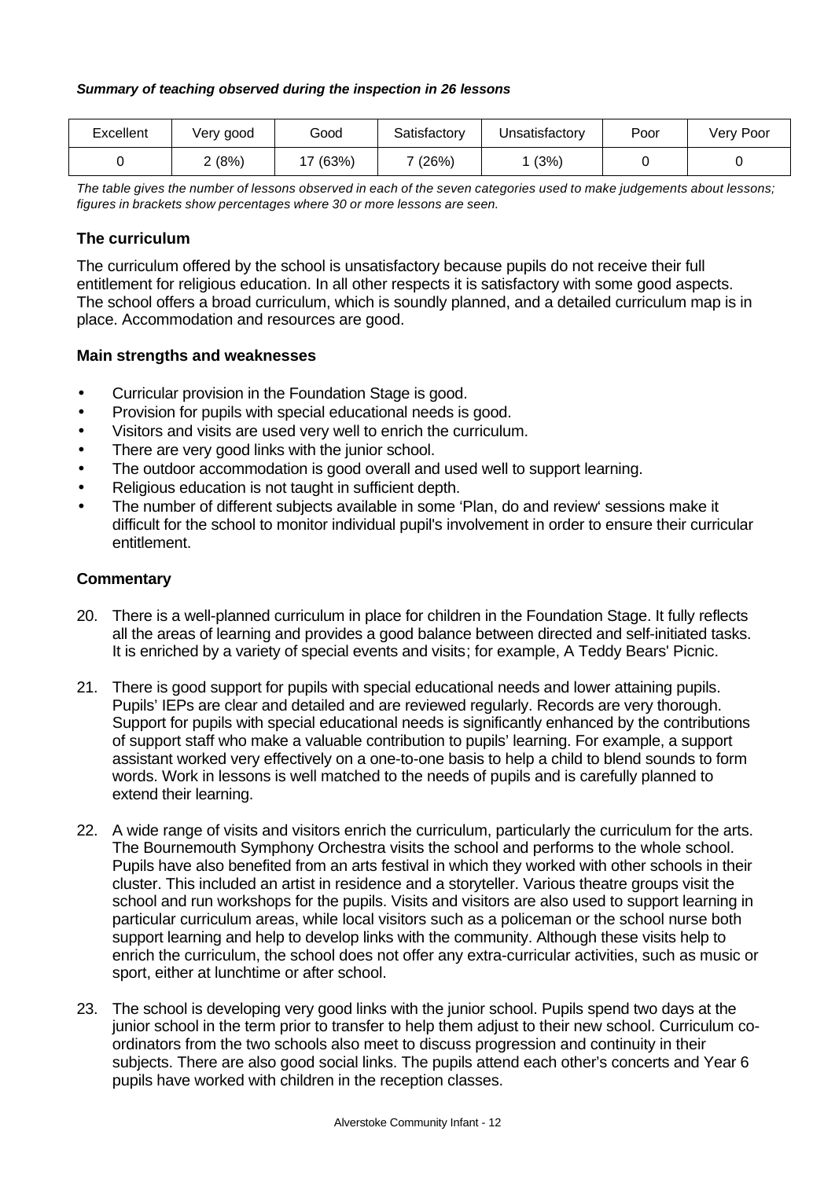***Summary of teaching observed during the inspection in 26 lessons***

| Excellent | Very good | Good | Satisfactory | Unsatisfactory | Poor | Very Poor |
|---|---|---|---|---|---|---|
| 0 | 2 (8%) | 17 (63%) | 7 (26%) | 1 (3%) | 0 | 0 |

*The table gives the number of lessons observed in each of the seven categories used to make judgements about lessons; figures in brackets show percentages where 30 or more lessons are seen.*

### The curriculum

The curriculum offered by the school is unsatisfactory because pupils do not receive their full entitlement for religious education. In all other respects it is satisfactory with some good aspects. The school offers a broad curriculum, which is soundly planned, and a detailed curriculum map is in place. Accommodation and resources are good.

### Main strengths and weaknesses

- Curricular provision in the Foundation Stage is good.
- Provision for pupils with special educational needs is good.
- Visitors and visits are used very well to enrich the curriculum.
- There are very good links with the junior school.
- The outdoor accommodation is good overall and used well to support learning.
- Religious education is not taught in sufficient depth.
- The number of different subjects available in some 'Plan, do and review' sessions make it difficult for the school to monitor individual pupil's involvement in order to ensure their curricular entitlement.

### Commentary

20. There is a well-planned curriculum in place for children in the Foundation Stage. It fully reflects all the areas of learning and provides a good balance between directed and self-initiated tasks. It is enriched by a variety of special events and visits; for example, A Teddy Bears' Picnic.

21. There is good support for pupils with special educational needs and lower attaining pupils. Pupils' IEPs are clear and detailed and are reviewed regularly. Records are very thorough. Support for pupils with special educational needs is significantly enhanced by the contributions of support staff who make a valuable contribution to pupils' learning. For example, a support assistant worked very effectively on a one-to-one basis to help a child to blend sounds to form words. Work in lessons is well matched to the needs of pupils and is carefully planned to extend their learning.

22. A wide range of visits and visitors enrich the curriculum, particularly the curriculum for the arts. The Bournemouth Symphony Orchestra visits the school and performs to the whole school. Pupils have also benefited from an arts festival in which they worked with other schools in their cluster. This included an artist in residence and a storyteller. Various theatre groups visit the school and run workshops for the pupils. Visits and visitors are also used to support learning in particular curriculum areas, while local visitors such as a policeman or the school nurse both support learning and help to develop links with the community. Although these visits help to enrich the curriculum, the school does not offer any extra-curricular activities, such as music or sport, either at lunchtime or after school.

23. The school is developing very good links with the junior school. Pupils spend two days at the junior school in the term prior to transfer to help them adjust to their new school. Curriculum co-ordinators from the two schools also meet to discuss progression and continuity in their subjects. There are also good social links. The pupils attend each other's concerts and Year 6 pupils have worked with children in the reception classes.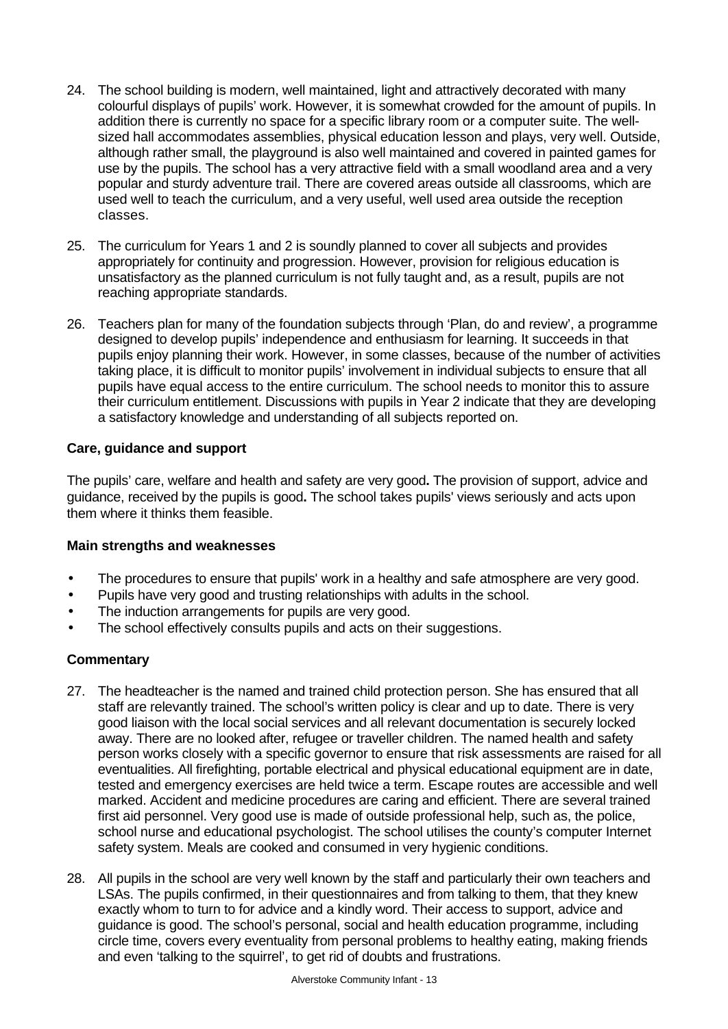24. The school building is modern, well maintained, light and attractively decorated with many colourful displays of pupils' work. However, it is somewhat crowded for the amount of pupils. In addition there is currently no space for a specific library room or a computer suite. The well-sized hall accommodates assemblies, physical education lesson and plays, very well. Outside, although rather small, the playground is also well maintained and covered in painted games for use by the pupils. The school has a very attractive field with a small woodland area and a very popular and sturdy adventure trail. There are covered areas outside all classrooms, which are used well to teach the curriculum, and a very useful, well used area outside the reception classes.

25. The curriculum for Years 1 and 2 is soundly planned to cover all subjects and provides appropriately for continuity and progression. However, provision for religious education is unsatisfactory as the planned curriculum is not fully taught and, as a result, pupils are not reaching appropriate standards.

26. Teachers plan for many of the foundation subjects through 'Plan, do and review', a programme designed to develop pupils' independence and enthusiasm for learning. It succeeds in that pupils enjoy planning their work. However, in some classes, because of the number of activities taking place, it is difficult to monitor pupils' involvement in individual subjects to ensure that all pupils have equal access to the entire curriculum. The school needs to monitor this to assure their curriculum entitlement. Discussions with pupils in Year 2 indicate that they are developing a satisfactory knowledge and understanding of all subjects reported on.

### Care, guidance and support

The pupils' care, welfare and health and safety are very good**.** The provision of support, advice and guidance, received by the pupils is good**.** The school takes pupils' views seriously and acts upon them where it thinks them feasible.

#### Main strengths and weaknesses

- The procedures to ensure that pupils' work in a healthy and safe atmosphere are very good.
- Pupils have very good and trusting relationships with adults in the school.
- The induction arrangements for pupils are very good.
- The school effectively consults pupils and acts on their suggestions.

#### Commentary

27. The headteacher is the named and trained child protection person. She has ensured that all staff are relevantly trained. The school's written policy is clear and up to date. There is very good liaison with the local social services and all relevant documentation is securely locked away. There are no looked after, refugee or traveller children. The named health and safety person works closely with a specific governor to ensure that risk assessments are raised for all eventualities. All firefighting, portable electrical and physical educational equipment are in date, tested and emergency exercises are held twice a term. Escape routes are accessible and well marked. Accident and medicine procedures are caring and efficient. There are several trained first aid personnel. Very good use is made of outside professional help, such as, the police, school nurse and educational psychologist. The school utilises the county's computer Internet safety system. Meals are cooked and consumed in very hygienic conditions.

28. All pupils in the school are very well known by the staff and particularly their own teachers and LSAs. The pupils confirmed, in their questionnaires and from talking to them, that they knew exactly whom to turn to for advice and a kindly word. Their access to support, advice and guidance is good. The school's personal, social and health education programme, including circle time, covers every eventuality from personal problems to healthy eating, making friends and even 'talking to the squirrel', to get rid of doubts and frustrations.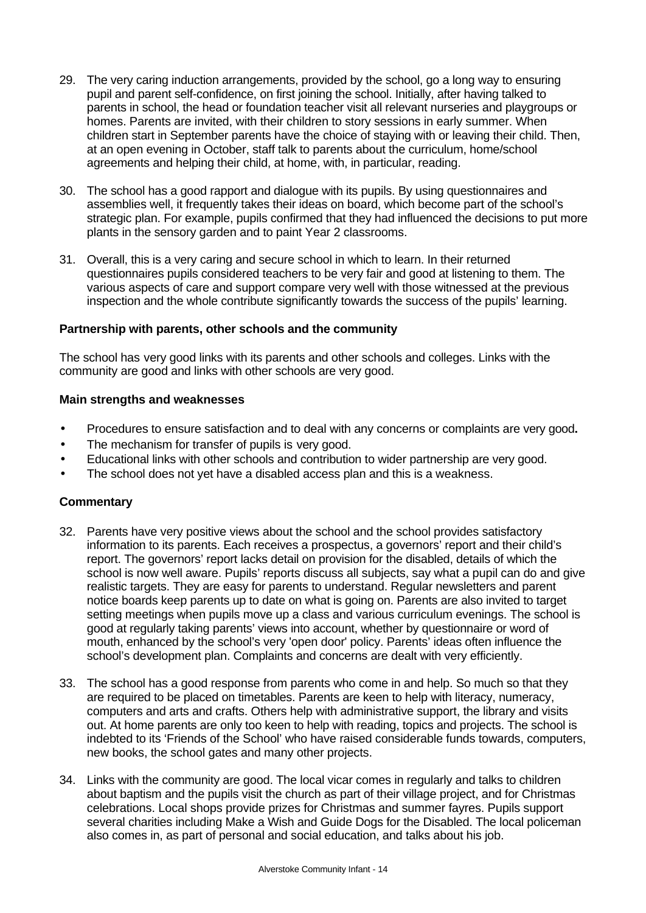29. The very caring induction arrangements, provided by the school, go a long way to ensuring pupil and parent self-confidence, on first joining the school. Initially, after having talked to parents in school, the head or foundation teacher visit all relevant nurseries and playgroups or homes. Parents are invited, with their children to story sessions in early summer. When children start in September parents have the choice of staying with or leaving their child. Then, at an open evening in October, staff talk to parents about the curriculum, home/school agreements and helping their child, at home, with, in particular, reading.

30. The school has a good rapport and dialogue with its pupils. By using questionnaires and assemblies well, it frequently takes their ideas on board, which become part of the school's strategic plan. For example, pupils confirmed that they had influenced the decisions to put more plants in the sensory garden and to paint Year 2 classrooms.

31. Overall, this is a very caring and secure school in which to learn. In their returned questionnaires pupils considered teachers to be very fair and good at listening to them. The various aspects of care and support compare very well with those witnessed at the previous inspection and the whole contribute significantly towards the success of the pupils' learning.

### Partnership with parents, other schools and the community

The school has very good links with its parents and other schools and colleges. Links with the community are good and links with other schools are very good.

#### Main strengths and weaknesses

- Procedures to ensure satisfaction and to deal with any concerns or complaints are very good**.**
- The mechanism for transfer of pupils is very good.
- Educational links with other schools and contribution to wider partnership are very good.
- The school does not yet have a disabled access plan and this is a weakness.

#### Commentary

32. Parents have very positive views about the school and the school provides satisfactory information to its parents. Each receives a prospectus, a governors' report and their child's report. The governors' report lacks detail on provision for the disabled, details of which the school is now well aware. Pupils' reports discuss all subjects, say what a pupil can do and give realistic targets. They are easy for parents to understand. Regular newsletters and parent notice boards keep parents up to date on what is going on. Parents are also invited to target setting meetings when pupils move up a class and various curriculum evenings. The school is good at regularly taking parents' views into account, whether by questionnaire or word of mouth, enhanced by the school's very 'open door' policy. Parents' ideas often influence the school's development plan. Complaints and concerns are dealt with very efficiently.

33. The school has a good response from parents who come in and help. So much so that they are required to be placed on timetables. Parents are keen to help with literacy, numeracy, computers and arts and crafts. Others help with administrative support, the library and visits out. At home parents are only too keen to help with reading, topics and projects. The school is indebted to its 'Friends of the School' who have raised considerable funds towards, computers, new books, the school gates and many other projects.

34. Links with the community are good. The local vicar comes in regularly and talks to children about baptism and the pupils visit the church as part of their village project, and for Christmas celebrations. Local shops provide prizes for Christmas and summer fayres. Pupils support several charities including Make a Wish and Guide Dogs for the Disabled. The local policeman also comes in, as part of personal and social education, and talks about his job.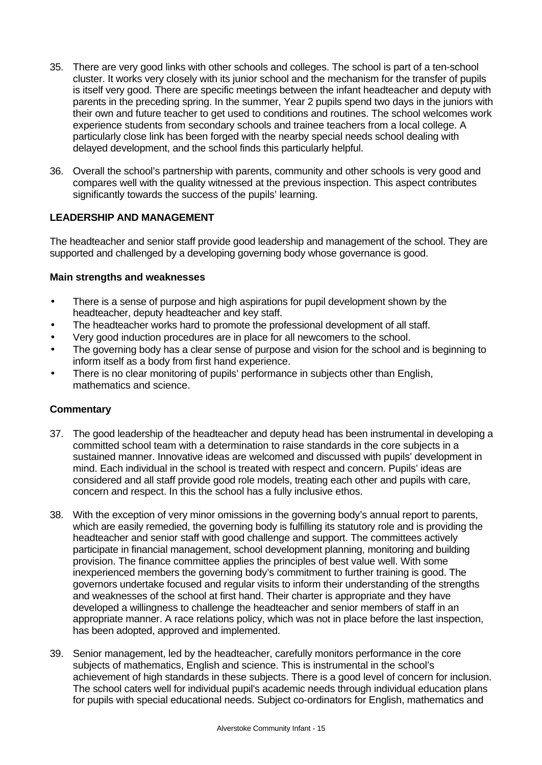35. There are very good links with other schools and colleges. The school is part of a ten-school cluster. It works very closely with its junior school and the mechanism for the transfer of pupils is itself very good. There are specific meetings between the infant headteacher and deputy with parents in the preceding spring. In the summer, Year 2 pupils spend two days in the juniors with their own and future teacher to get used to conditions and routines. The school welcomes work experience students from secondary schools and trainee teachers from a local college. A particularly close link has been forged with the nearby special needs school dealing with delayed development, and the school finds this particularly helpful.

36. Overall the school's partnership with parents, community and other schools is very good and compares well with the quality witnessed at the previous inspection. This aspect contributes significantly towards the success of the pupils' learning.

## LEADERSHIP AND MANAGEMENT

The headteacher and senior staff provide good leadership and management of the school. They are supported and challenged by a developing governing body whose governance is good.

### Main strengths and weaknesses

- There is a sense of purpose and high aspirations for pupil development shown by the headteacher, deputy headteacher and key staff.
- The headteacher works hard to promote the professional development of all staff.
- Very good induction procedures are in place for all newcomers to the school.
- The governing body has a clear sense of purpose and vision for the school and is beginning to inform itself as a body from first hand experience.
- There is no clear monitoring of pupils' performance in subjects other than English, mathematics and science.

### Commentary

37. The good leadership of the headteacher and deputy head has been instrumental in developing a committed school team with a determination to raise standards in the core subjects in a sustained manner. Innovative ideas are welcomed and discussed with pupils' development in mind. Each individual in the school is treated with respect and concern. Pupils' ideas are considered and all staff provide good role models, treating each other and pupils with care, concern and respect. In this the school has a fully inclusive ethos.

38. With the exception of very minor omissions in the governing body's annual report to parents, which are easily remedied, the governing body is fulfilling its statutory role and is providing the headteacher and senior staff with good challenge and support. The committees actively participate in financial management, school development planning, monitoring and building provision. The finance committee applies the principles of best value well. With some inexperienced members the governing body's commitment to further training is good. The governors undertake focused and regular visits to inform their understanding of the strengths and weaknesses of the school at first hand. Their charter is appropriate and they have developed a willingness to challenge the headteacher and senior members of staff in an appropriate manner. A race relations policy, which was not in place before the last inspection, has been adopted, approved and implemented.

39. Senior management, led by the headteacher, carefully monitors performance in the core subjects of mathematics, English and science. This is instrumental in the school's achievement of high standards in these subjects. There is a good level of concern for inclusion. The school caters well for individual pupil's academic needs through individual education plans for pupils with special educational needs. Subject co-ordinators for English, mathematics and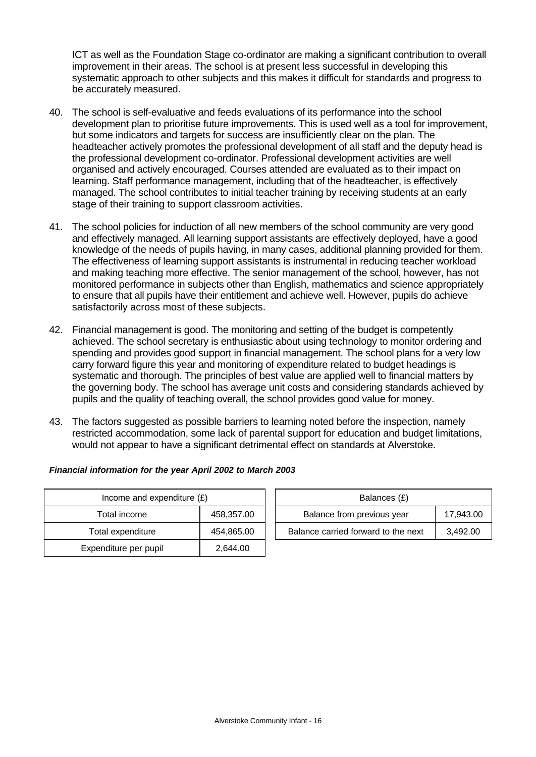ICT as well as the Foundation Stage co-ordinator are making a significant contribution to overall improvement in their areas. The school is at present less successful in developing this systematic approach to other subjects and this makes it difficult for standards and progress to be accurately measured.

40. The school is self-evaluative and feeds evaluations of its performance into the school development plan to prioritise future improvements. This is used well as a tool for improvement, but some indicators and targets for success are insufficiently clear on the plan. The headteacher actively promotes the professional development of all staff and the deputy head is the professional development co-ordinator. Professional development activities are well organised and actively encouraged. Courses attended are evaluated as to their impact on learning. Staff performance management, including that of the headteacher, is effectively managed. The school contributes to initial teacher training by receiving students at an early stage of their training to support classroom activities.

41. The school policies for induction of all new members of the school community are very good and effectively managed. All learning support assistants are effectively deployed, have a good knowledge of the needs of pupils having, in many cases, additional planning provided for them. The effectiveness of learning support assistants is instrumental in reducing teacher workload and making teaching more effective. The senior management of the school, however, has not monitored performance in subjects other than English, mathematics and science appropriately to ensure that all pupils have their entitlement and achieve well. However, pupils do achieve satisfactorily across most of these subjects.

42. Financial management is good. The monitoring and setting of the budget is competently achieved. The school secretary is enthusiastic about using technology to monitor ordering and spending and provides good support in financial management. The school plans for a very low carry forward figure this year and monitoring of expenditure related to budget headings is systematic and thorough. The principles of best value are applied well to financial matters by the governing body. The school has average unit costs and considering standards achieved by pupils and the quality of teaching overall, the school provides good value for money.

43. The factors suggested as possible barriers to learning noted before the inspection, namely restricted accommodation, some lack of parental support for education and budget limitations, would not appear to have a significant detrimental effect on standards at Alverstoke.

***Financial information for the year April 2002 to March 2003***

| Income and expenditure (£) | |
|---|---|
| Total income | 458,357.00 |
| Total expenditure | 454,865.00 |
| Expenditure per pupil | 2,644.00 |

| Balances (£) | |
|---|---|
| Balance from previous year | 17,943.00 |
| Balance carried forward to the next | 3,492.00 |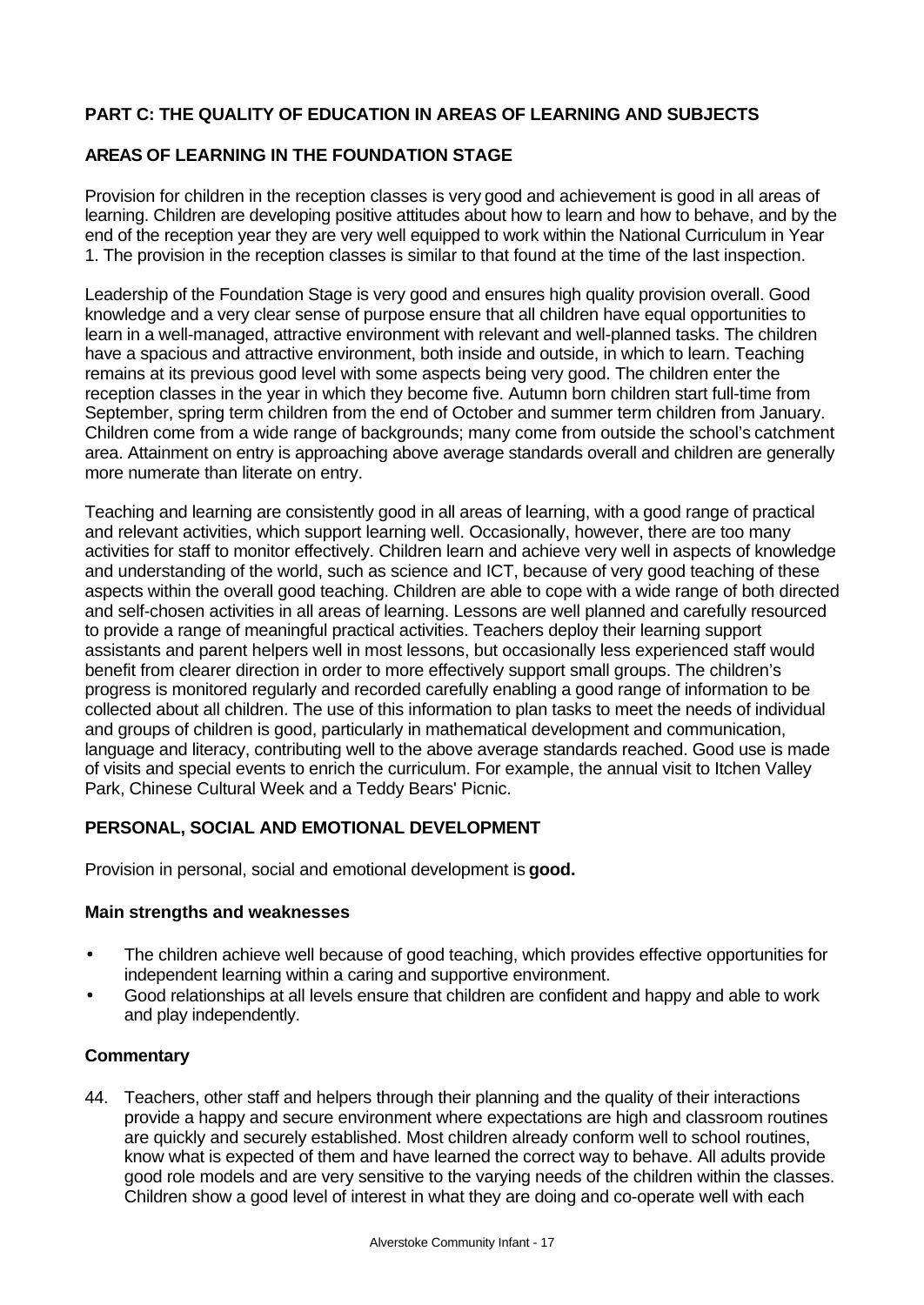## PART C: THE QUALITY OF EDUCATION IN AREAS OF LEARNING AND SUBJECTS

### AREAS OF LEARNING IN THE FOUNDATION STAGE

Provision for children in the reception classes is very good and achievement is good in all areas of learning. Children are developing positive attitudes about how to learn and how to behave, and by the end of the reception year they are very well equipped to work within the National Curriculum in Year 1. The provision in the reception classes is similar to that found at the time of the last inspection.

Leadership of the Foundation Stage is very good and ensures high quality provision overall. Good knowledge and a very clear sense of purpose ensure that all children have equal opportunities to learn in a well-managed, attractive environment with relevant and well-planned tasks. The children have a spacious and attractive environment, both inside and outside, in which to learn. Teaching remains at its previous good level with some aspects being very good. The children enter the reception classes in the year in which they become five. Autumn born children start full-time from September, spring term children from the end of October and summer term children from January. Children come from a wide range of backgrounds; many come from outside the school's catchment area. Attainment on entry is approaching above average standards overall and children are generally more numerate than literate on entry.

Teaching and learning are consistently good in all areas of learning, with a good range of practical and relevant activities, which support learning well. Occasionally, however, there are too many activities for staff to monitor effectively. Children learn and achieve very well in aspects of knowledge and understanding of the world, such as science and ICT, because of very good teaching of these aspects within the overall good teaching. Children are able to cope with a wide range of both directed and self-chosen activities in all areas of learning. Lessons are well planned and carefully resourced to provide a range of meaningful practical activities. Teachers deploy their learning support assistants and parent helpers well in most lessons, but occasionally less experienced staff would benefit from clearer direction in order to more effectively support small groups. The children's progress is monitored regularly and recorded carefully enabling a good range of information to be collected about all children. The use of this information to plan tasks to meet the needs of individual and groups of children is good, particularly in mathematical development and communication, language and literacy, contributing well to the above average standards reached. Good use is made of visits and special events to enrich the curriculum. For example, the annual visit to Itchen Valley Park, Chinese Cultural Week and a Teddy Bears' Picnic.

### PERSONAL, SOCIAL AND EMOTIONAL DEVELOPMENT

Provision in personal, social and emotional development is **good.**

#### Main strengths and weaknesses

- The children achieve well because of good teaching, which provides effective opportunities for independent learning within a caring and supportive environment.
- Good relationships at all levels ensure that children are confident and happy and able to work and play independently.

#### Commentary

44. Teachers, other staff and helpers through their planning and the quality of their interactions provide a happy and secure environment where expectations are high and classroom routines are quickly and securely established. Most children already conform well to school routines, know what is expected of them and have learned the correct way to behave. All adults provide good role models and are very sensitive to the varying needs of the children within the classes. Children show a good level of interest in what they are doing and co-operate well with each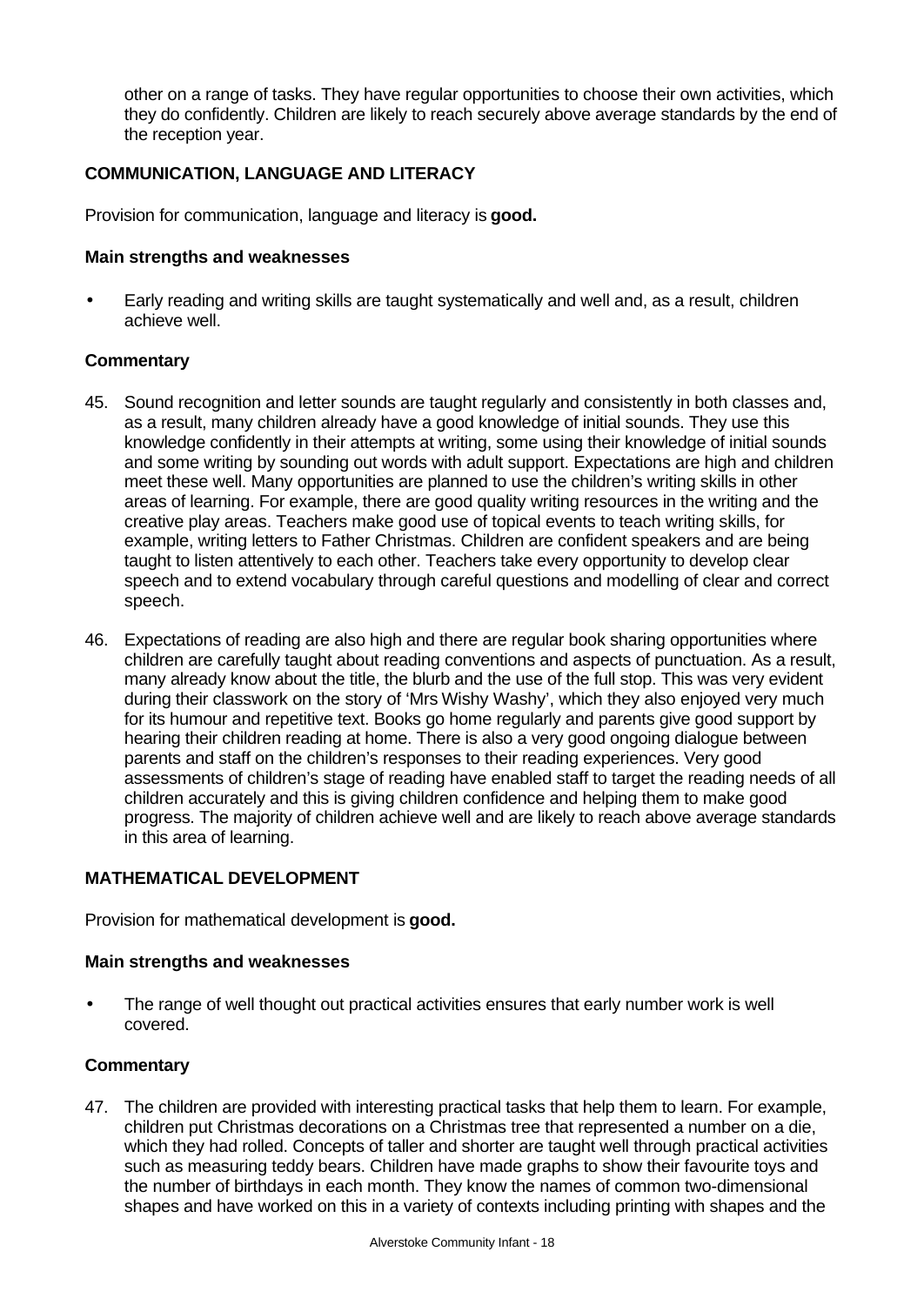other on a range of tasks. They have regular opportunities to choose their own activities, which they do confidently. Children are likely to reach securely above average standards by the end of the reception year.

**COMMUNICATION, LANGUAGE AND LITERACY**

Provision for communication, language and literacy is **good.**

**Main strengths and weaknesses**

- Early reading and writing skills are taught systematically and well and, as a result, children achieve well.

**Commentary**

45. Sound recognition and letter sounds are taught regularly and consistently in both classes and, as a result, many children already have a good knowledge of initial sounds. They use this knowledge confidently in their attempts at writing, some using their knowledge of initial sounds and some writing by sounding out words with adult support. Expectations are high and children meet these well. Many opportunities are planned to use the children's writing skills in other areas of learning. For example, there are good quality writing resources in the writing and the creative play areas. Teachers make good use of topical events to teach writing skills, for example, writing letters to Father Christmas. Children are confident speakers and are being taught to listen attentively to each other. Teachers take every opportunity to develop clear speech and to extend vocabulary through careful questions and modelling of clear and correct speech.

46. Expectations of reading are also high and there are regular book sharing opportunities where children are carefully taught about reading conventions and aspects of punctuation. As a result, many already know about the title, the blurb and the use of the full stop. This was very evident during their classwork on the story of 'Mrs Wishy Washy', which they also enjoyed very much for its humour and repetitive text. Books go home regularly and parents give good support by hearing their children reading at home. There is also a very good ongoing dialogue between parents and staff on the children's responses to their reading experiences. Very good assessments of children's stage of reading have enabled staff to target the reading needs of all children accurately and this is giving children confidence and helping them to make good progress. The majority of children achieve well and are likely to reach above average standards in this area of learning.

**MATHEMATICAL DEVELOPMENT**

Provision for mathematical development is **good.**

**Main strengths and weaknesses**

- The range of well thought out practical activities ensures that early number work is well covered.

**Commentary**

47. The children are provided with interesting practical tasks that help them to learn. For example, children put Christmas decorations on a Christmas tree that represented a number on a die, which they had rolled. Concepts of taller and shorter are taught well through practical activities such as measuring teddy bears. Children have made graphs to show their favourite toys and the number of birthdays in each month. They know the names of common two-dimensional shapes and have worked on this in a variety of contexts including printing with shapes and the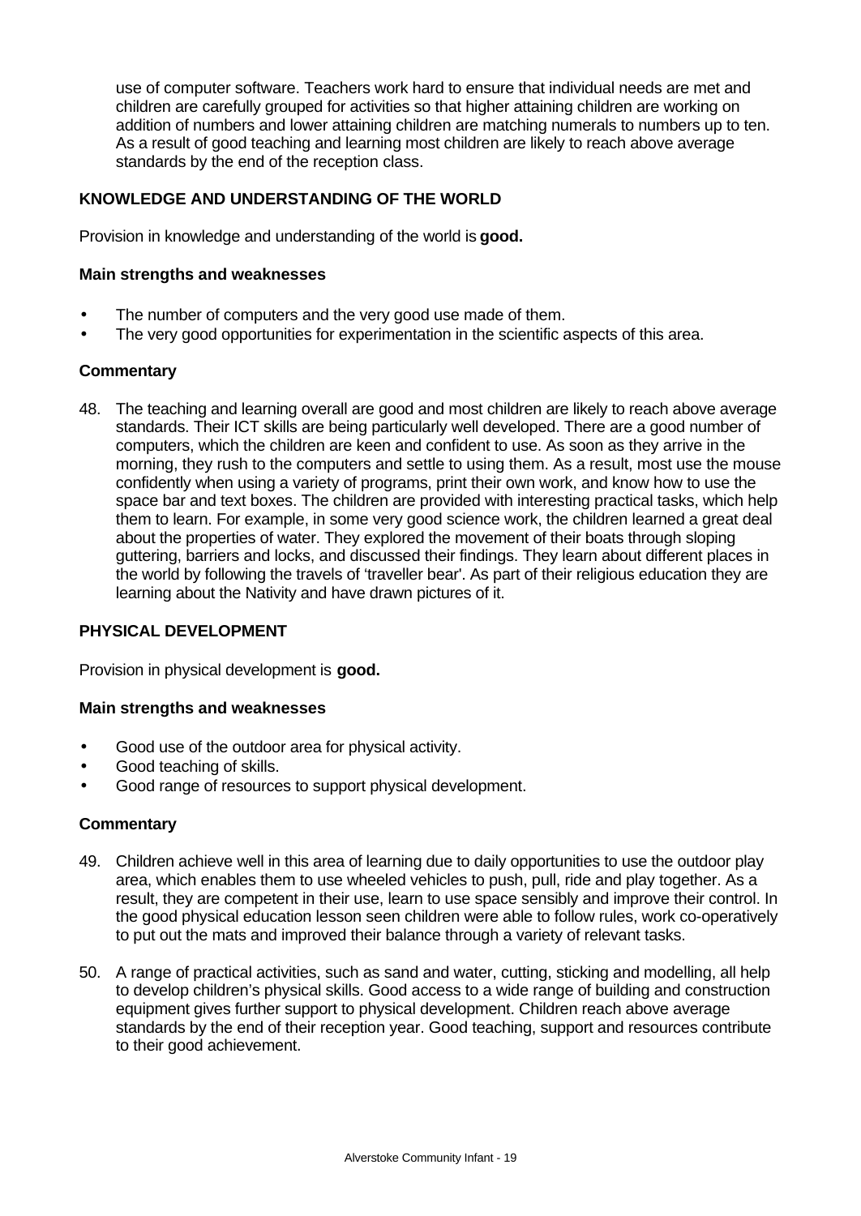use of computer software. Teachers work hard to ensure that individual needs are met and children are carefully grouped for activities so that higher attaining children are working on addition of numbers and lower attaining children are matching numerals to numbers up to ten. As a result of good teaching and learning most children are likely to reach above average standards by the end of the reception class.

### KNOWLEDGE AND UNDERSTANDING OF THE WORLD

Provision in knowledge and understanding of the world is **good.**

#### Main strengths and weaknesses

- The number of computers and the very good use made of them.
- The very good opportunities for experimentation in the scientific aspects of this area.

#### Commentary

48. The teaching and learning overall are good and most children are likely to reach above average standards. Their ICT skills are being particularly well developed. There are a good number of computers, which the children are keen and confident to use. As soon as they arrive in the morning, they rush to the computers and settle to using them. As a result, most use the mouse confidently when using a variety of programs, print their own work, and know how to use the space bar and text boxes. The children are provided with interesting practical tasks, which help them to learn. For example, in some very good science work, the children learned a great deal about the properties of water. They explored the movement of their boats through sloping guttering, barriers and locks, and discussed their findings. They learn about different places in the world by following the travels of 'traveller bear'. As part of their religious education they are learning about the Nativity and have drawn pictures of it.

### PHYSICAL DEVELOPMENT

Provision in physical development is **good.**

#### Main strengths and weaknesses

- Good use of the outdoor area for physical activity.
- Good teaching of skills.
- Good range of resources to support physical development.

#### Commentary

49. Children achieve well in this area of learning due to daily opportunities to use the outdoor play area, which enables them to use wheeled vehicles to push, pull, ride and play together. As a result, they are competent in their use, learn to use space sensibly and improve their control. In the good physical education lesson seen children were able to follow rules, work co-operatively to put out the mats and improved their balance through a variety of relevant tasks.

50. A range of practical activities, such as sand and water, cutting, sticking and modelling, all help to develop children's physical skills. Good access to a wide range of building and construction equipment gives further support to physical development. Children reach above average standards by the end of their reception year. Good teaching, support and resources contribute to their good achievement.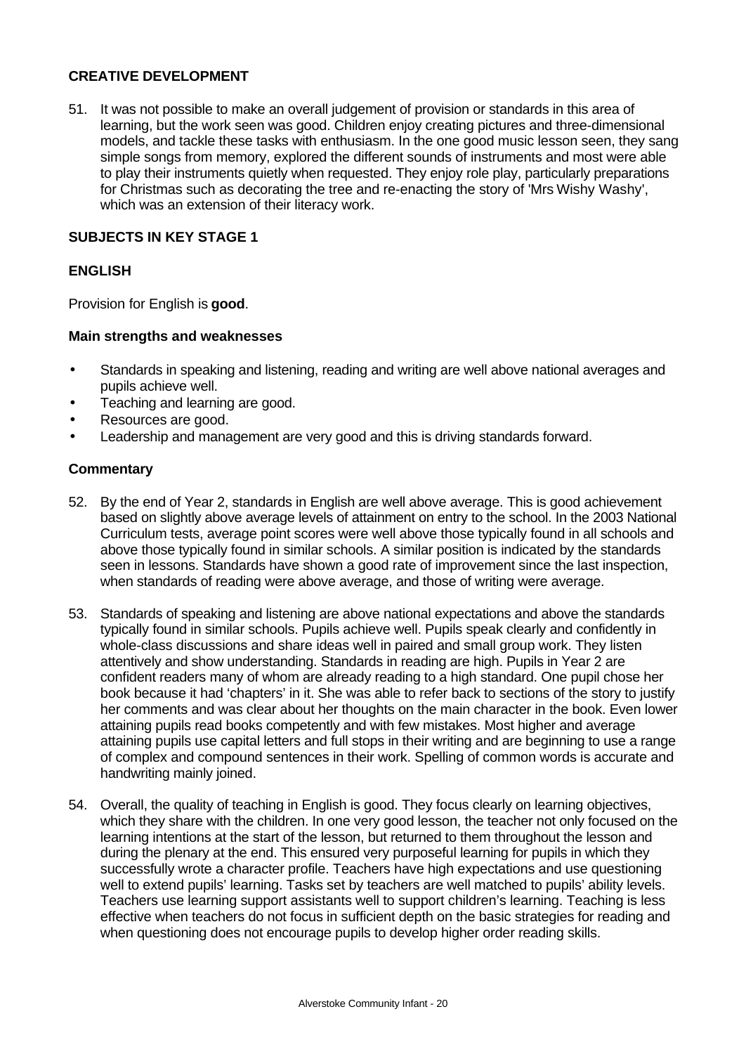## CREATIVE DEVELOPMENT

51. It was not possible to make an overall judgement of provision or standards in this area of learning, but the work seen was good. Children enjoy creating pictures and three-dimensional models, and tackle these tasks with enthusiasm. In the one good music lesson seen, they sang simple songs from memory, explored the different sounds of instruments and most were able to play their instruments quietly when requested. They enjoy role play, particularly preparations for Christmas such as decorating the tree and re-enacting the story of 'Mrs Wishy Washy', which was an extension of their literacy work.

## SUBJECTS IN KEY STAGE 1

## ENGLISH

Provision for English is **good**.

### Main strengths and weaknesses

- Standards in speaking and listening, reading and writing are well above national averages and pupils achieve well.
- Teaching and learning are good.
- Resources are good.
- Leadership and management are very good and this is driving standards forward.

### Commentary

52. By the end of Year 2, standards in English are well above average. This is good achievement based on slightly above average levels of attainment on entry to the school. In the 2003 National Curriculum tests, average point scores were well above those typically found in all schools and above those typically found in similar schools. A similar position is indicated by the standards seen in lessons. Standards have shown a good rate of improvement since the last inspection, when standards of reading were above average, and those of writing were average.

53. Standards of speaking and listening are above national expectations and above the standards typically found in similar schools. Pupils achieve well. Pupils speak clearly and confidently in whole-class discussions and share ideas well in paired and small group work. They listen attentively and show understanding. Standards in reading are high. Pupils in Year 2 are confident readers many of whom are already reading to a high standard. One pupil chose her book because it had 'chapters' in it. She was able to refer back to sections of the story to justify her comments and was clear about her thoughts on the main character in the book. Even lower attaining pupils read books competently and with few mistakes. Most higher and average attaining pupils use capital letters and full stops in their writing and are beginning to use a range of complex and compound sentences in their work. Spelling of common words is accurate and handwriting mainly joined.

54. Overall, the quality of teaching in English is good. They focus clearly on learning objectives, which they share with the children. In one very good lesson, the teacher not only focused on the learning intentions at the start of the lesson, but returned to them throughout the lesson and during the plenary at the end. This ensured very purposeful learning for pupils in which they successfully wrote a character profile. Teachers have high expectations and use questioning well to extend pupils' learning. Tasks set by teachers are well matched to pupils' ability levels. Teachers use learning support assistants well to support children's learning. Teaching is less effective when teachers do not focus in sufficient depth on the basic strategies for reading and when questioning does not encourage pupils to develop higher order reading skills.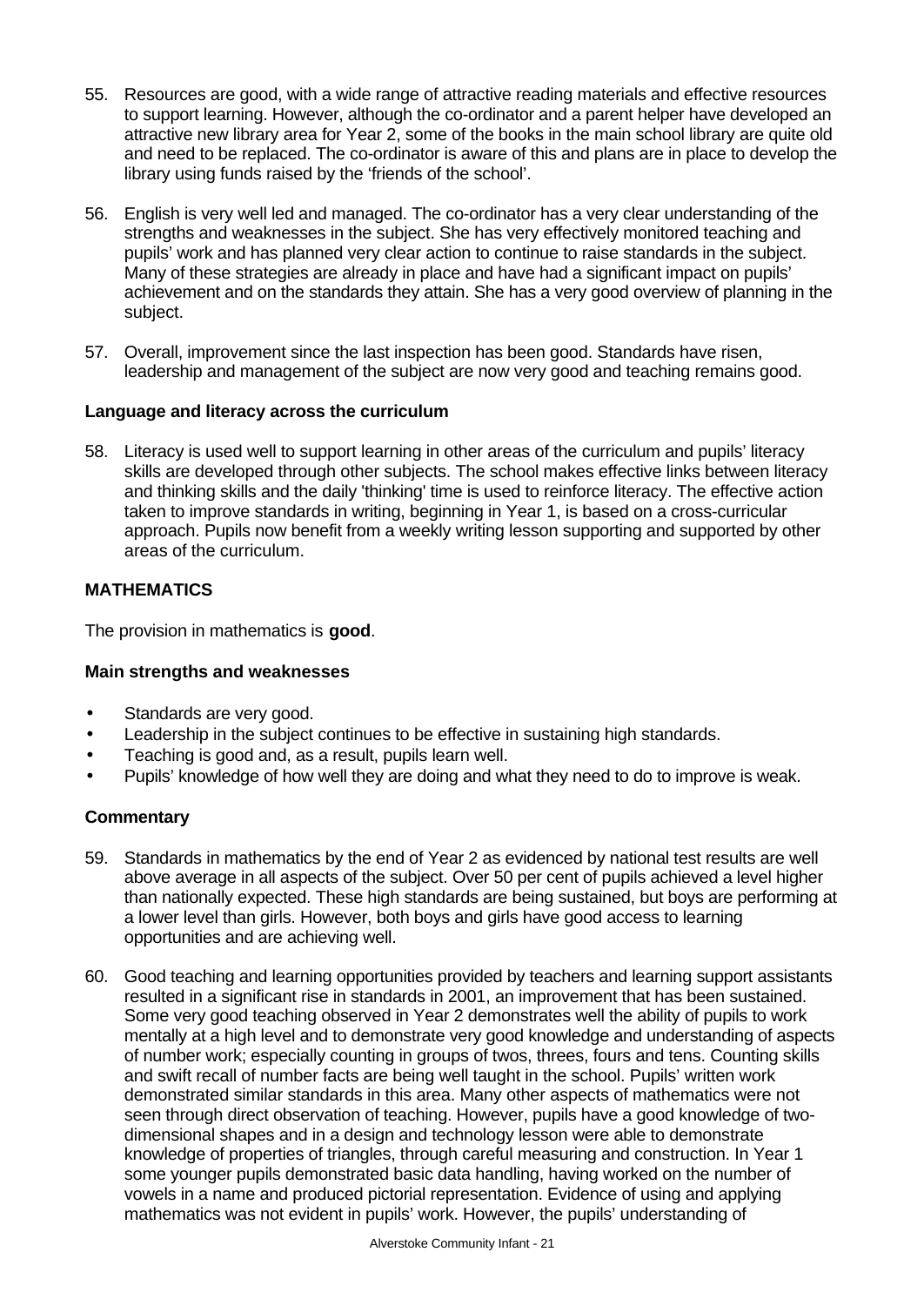55. Resources are good, with a wide range of attractive reading materials and effective resources to support learning. However, although the co-ordinator and a parent helper have developed an attractive new library area for Year 2, some of the books in the main school library are quite old and need to be replaced. The co-ordinator is aware of this and plans are in place to develop the library using funds raised by the 'friends of the school'.

56. English is very well led and managed. The co-ordinator has a very clear understanding of the strengths and weaknesses in the subject. She has very effectively monitored teaching and pupils' work and has planned very clear action to continue to raise standards in the subject. Many of these strategies are already in place and have had a significant impact on pupils' achievement and on the standards they attain. She has a very good overview of planning in the subject.

57. Overall, improvement since the last inspection has been good. Standards have risen, leadership and management of the subject are now very good and teaching remains good.

**Language and literacy across the curriculum**

58. Literacy is used well to support learning in other areas of the curriculum and pupils' literacy skills are developed through other subjects. The school makes effective links between literacy and thinking skills and the daily 'thinking' time is used to reinforce literacy. The effective action taken to improve standards in writing, beginning in Year 1, is based on a cross-curricular approach. Pupils now benefit from a weekly writing lesson supporting and supported by other areas of the curriculum.

## MATHEMATICS

The provision in mathematics is **good**.

**Main strengths and weaknesses**

- Standards are very good.
- Leadership in the subject continues to be effective in sustaining high standards.
- Teaching is good and, as a result, pupils learn well.
- Pupils' knowledge of how well they are doing and what they need to do to improve is weak.

**Commentary**

59. Standards in mathematics by the end of Year 2 as evidenced by national test results are well above average in all aspects of the subject. Over 50 per cent of pupils achieved a level higher than nationally expected. These high standards are being sustained, but boys are performing at a lower level than girls. However, both boys and girls have good access to learning opportunities and are achieving well.

60. Good teaching and learning opportunities provided by teachers and learning support assistants resulted in a significant rise in standards in 2001, an improvement that has been sustained. Some very good teaching observed in Year 2 demonstrates well the ability of pupils to work mentally at a high level and to demonstrate very good knowledge and understanding of aspects of number work; especially counting in groups of twos, threes, fours and tens. Counting skills and swift recall of number facts are being well taught in the school. Pupils' written work demonstrated similar standards in this area. Many other aspects of mathematics were not seen through direct observation of teaching. However, pupils have a good knowledge of two-dimensional shapes and in a design and technology lesson were able to demonstrate knowledge of properties of triangles, through careful measuring and construction. In Year 1 some younger pupils demonstrated basic data handling, having worked on the number of vowels in a name and produced pictorial representation. Evidence of using and applying mathematics was not evident in pupils' work. However, the pupils' understanding of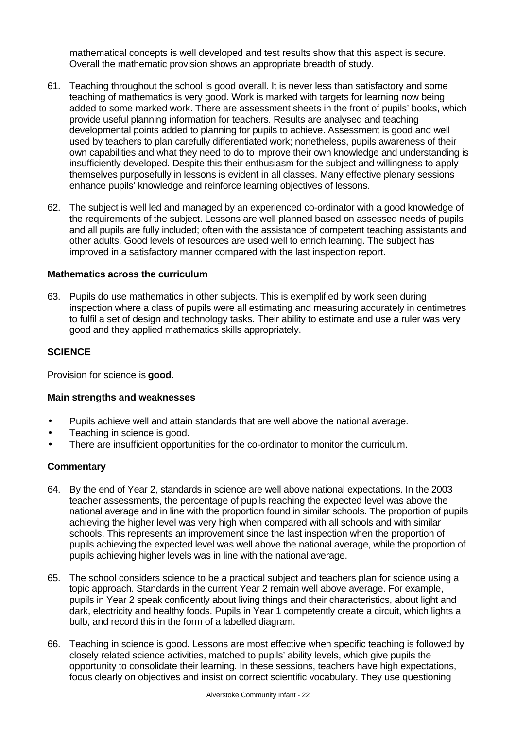mathematical concepts is well developed and test results show that this aspect is secure. Overall the mathematic provision shows an appropriate breadth of study.

61. Teaching throughout the school is good overall. It is never less than satisfactory and some teaching of mathematics is very good. Work is marked with targets for learning now being added to some marked work. There are assessment sheets in the front of pupils' books, which provide useful planning information for teachers. Results are analysed and teaching developmental points added to planning for pupils to achieve. Assessment is good and well used by teachers to plan carefully differentiated work; nonetheless, pupils awareness of their own capabilities and what they need to do to improve their own knowledge and understanding is insufficiently developed. Despite this their enthusiasm for the subject and willingness to apply themselves purposefully in lessons is evident in all classes. Many effective plenary sessions enhance pupils' knowledge and reinforce learning objectives of lessons.

62. The subject is well led and managed by an experienced co-ordinator with a good knowledge of the requirements of the subject. Lessons are well planned based on assessed needs of pupils and all pupils are fully included; often with the assistance of competent teaching assistants and other adults. Good levels of resources are used well to enrich learning. The subject has improved in a satisfactory manner compared with the last inspection report.

### Mathematics across the curriculum

63. Pupils do use mathematics in other subjects. This is exemplified by work seen during inspection where a class of pupils were all estimating and measuring accurately in centimetres to fulfil a set of design and technology tasks. Their ability to estimate and use a ruler was very good and they applied mathematics skills appropriately.

## SCIENCE

Provision for science is **good**.

### Main strengths and weaknesses

- Pupils achieve well and attain standards that are well above the national average.
- Teaching in science is good.
- There are insufficient opportunities for the co-ordinator to monitor the curriculum.

### Commentary

64. By the end of Year 2, standards in science are well above national expectations. In the 2003 teacher assessments, the percentage of pupils reaching the expected level was above the national average and in line with the proportion found in similar schools. The proportion of pupils achieving the higher level was very high when compared with all schools and with similar schools. This represents an improvement since the last inspection when the proportion of pupils achieving the expected level was well above the national average, while the proportion of pupils achieving higher levels was in line with the national average.

65. The school considers science to be a practical subject and teachers plan for science using a topic approach. Standards in the current Year 2 remain well above average. For example, pupils in Year 2 speak confidently about living things and their characteristics, about light and dark, electricity and healthy foods. Pupils in Year 1 competently create a circuit, which lights a bulb, and record this in the form of a labelled diagram.

66. Teaching in science is good. Lessons are most effective when specific teaching is followed by closely related science activities, matched to pupils' ability levels, which give pupils the opportunity to consolidate their learning. In these sessions, teachers have high expectations, focus clearly on objectives and insist on correct scientific vocabulary. They use questioning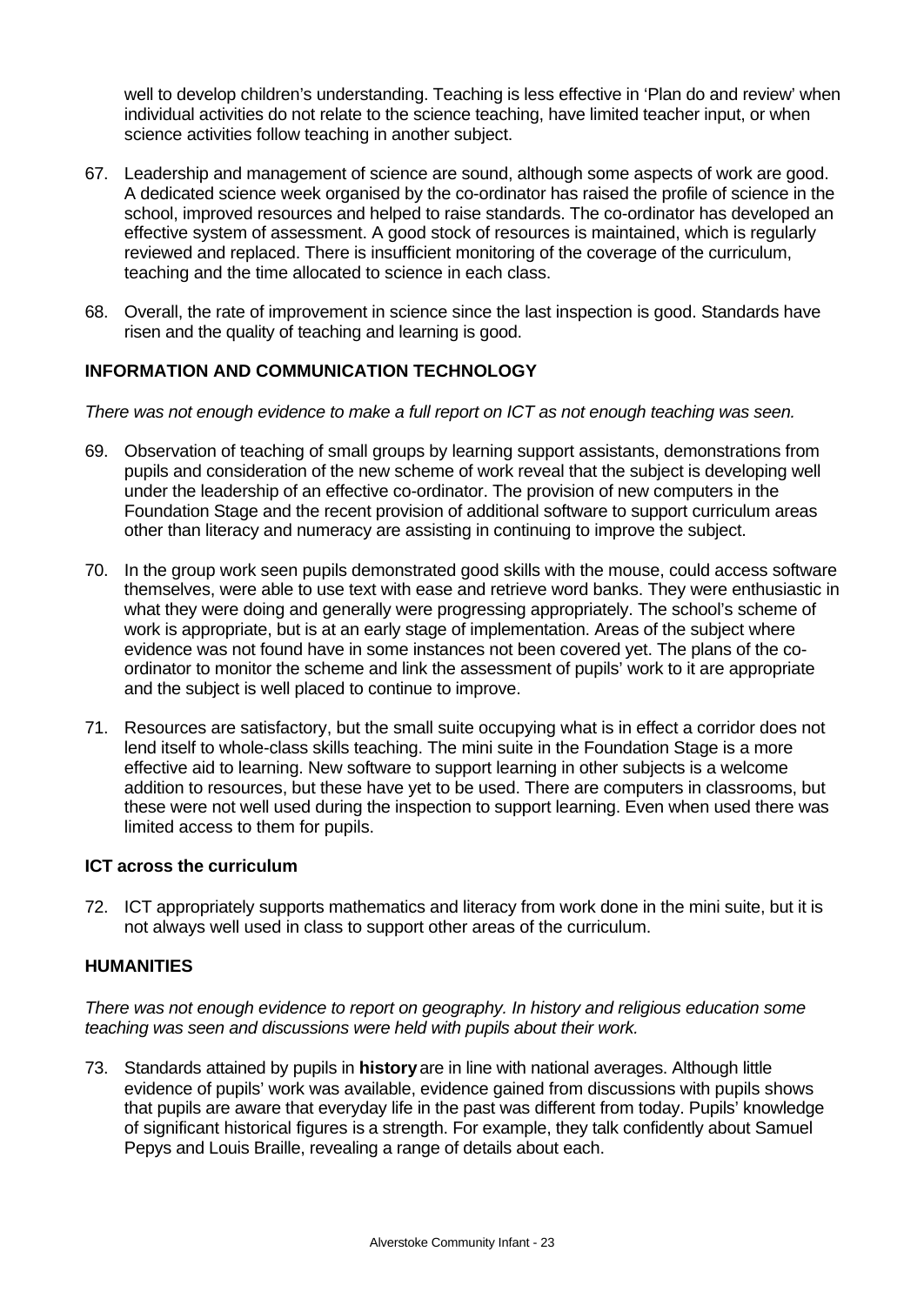well to develop children's understanding. Teaching is less effective in 'Plan do and review' when individual activities do not relate to the science teaching, have limited teacher input, or when science activities follow teaching in another subject.

67. Leadership and management of science are sound, although some aspects of work are good. A dedicated science week organised by the co-ordinator has raised the profile of science in the school, improved resources and helped to raise standards. The co-ordinator has developed an effective system of assessment. A good stock of resources is maintained, which is regularly reviewed and replaced. There is insufficient monitoring of the coverage of the curriculum, teaching and the time allocated to science in each class.

68. Overall, the rate of improvement in science since the last inspection is good. Standards have risen and the quality of teaching and learning is good.

## INFORMATION AND COMMUNICATION TECHNOLOGY

*There was not enough evidence to make a full report on ICT as not enough teaching was seen.*

69. Observation of teaching of small groups by learning support assistants, demonstrations from pupils and consideration of the new scheme of work reveal that the subject is developing well under the leadership of an effective co-ordinator. The provision of new computers in the Foundation Stage and the recent provision of additional software to support curriculum areas other than literacy and numeracy are assisting in continuing to improve the subject.

70. In the group work seen pupils demonstrated good skills with the mouse, could access software themselves, were able to use text with ease and retrieve word banks. They were enthusiastic in what they were doing and generally were progressing appropriately. The school's scheme of work is appropriate, but is at an early stage of implementation. Areas of the subject where evidence was not found have in some instances not been covered yet. The plans of the co-ordinator to monitor the scheme and link the assessment of pupils' work to it are appropriate and the subject is well placed to continue to improve.

71. Resources are satisfactory, but the small suite occupying what is in effect a corridor does not lend itself to whole-class skills teaching. The mini suite in the Foundation Stage is a more effective aid to learning. New software to support learning in other subjects is a welcome addition to resources, but these have yet to be used. There are computers in classrooms, but these were not well used during the inspection to support learning. Even when used there was limited access to them for pupils.

### ICT across the curriculum

72. ICT appropriately supports mathematics and literacy from work done in the mini suite, but it is not always well used in class to support other areas of the curriculum.

## HUMANITIES

*There was not enough evidence to report on geography. In history and religious education some teaching was seen and discussions were held with pupils about their work.*

73. Standards attained by pupils in **history** are in line with national averages. Although little evidence of pupils' work was available, evidence gained from discussions with pupils shows that pupils are aware that everyday life in the past was different from today. Pupils' knowledge of significant historical figures is a strength. For example, they talk confidently about Samuel Pepys and Louis Braille, revealing a range of details about each.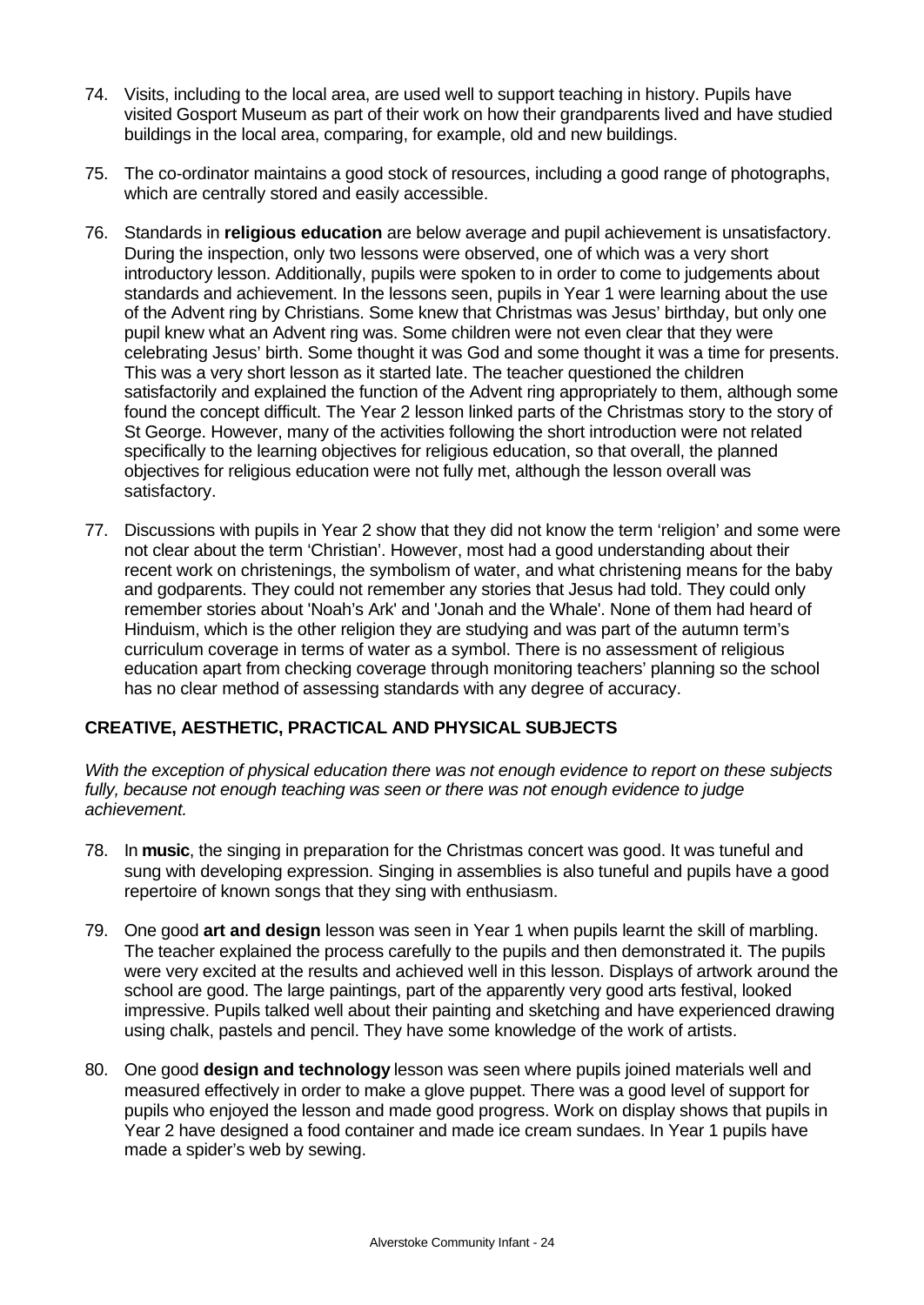74. Visits, including to the local area, are used well to support teaching in history. Pupils have visited Gosport Museum as part of their work on how their grandparents lived and have studied buildings in the local area, comparing, for example, old and new buildings.

75. The co-ordinator maintains a good stock of resources, including a good range of photographs, which are centrally stored and easily accessible.

76. Standards in **religious education** are below average and pupil achievement is unsatisfactory. During the inspection, only two lessons were observed, one of which was a very short introductory lesson. Additionally, pupils were spoken to in order to come to judgements about standards and achievement. In the lessons seen, pupils in Year 1 were learning about the use of the Advent ring by Christians. Some knew that Christmas was Jesus' birthday, but only one pupil knew what an Advent ring was. Some children were not even clear that they were celebrating Jesus' birth. Some thought it was God and some thought it was a time for presents. This was a very short lesson as it started late. The teacher questioned the children satisfactorily and explained the function of the Advent ring appropriately to them, although some found the concept difficult. The Year 2 lesson linked parts of the Christmas story to the story of St George. However, many of the activities following the short introduction were not related specifically to the learning objectives for religious education, so that overall, the planned objectives for religious education were not fully met, although the lesson overall was satisfactory.

77. Discussions with pupils in Year 2 show that they did not know the term 'religion' and some were not clear about the term 'Christian'. However, most had a good understanding about their recent work on christenings, the symbolism of water, and what christening means for the baby and godparents. They could not remember any stories that Jesus had told. They could only remember stories about 'Noah's Ark' and 'Jonah and the Whale'. None of them had heard of Hinduism, which is the other religion they are studying and was part of the autumn term's curriculum coverage in terms of water as a symbol. There is no assessment of religious education apart from checking coverage through monitoring teachers' planning so the school has no clear method of assessing standards with any degree of accuracy.

## CREATIVE, AESTHETIC, PRACTICAL AND PHYSICAL SUBJECTS

*With the exception of physical education there was not enough evidence to report on these subjects fully, because not enough teaching was seen or there was not enough evidence to judge achievement.*

78. In **music**, the singing in preparation for the Christmas concert was good. It was tuneful and sung with developing expression. Singing in assemblies is also tuneful and pupils have a good repertoire of known songs that they sing with enthusiasm.

79. One good **art and design** lesson was seen in Year 1 when pupils learnt the skill of marbling. The teacher explained the process carefully to the pupils and then demonstrated it. The pupils were very excited at the results and achieved well in this lesson. Displays of artwork around the school are good. The large paintings, part of the apparently very good arts festival, looked impressive. Pupils talked well about their painting and sketching and have experienced drawing using chalk, pastels and pencil. They have some knowledge of the work of artists.

80. One good **design and technology** lesson was seen where pupils joined materials well and measured effectively in order to make a glove puppet. There was a good level of support for pupils who enjoyed the lesson and made good progress. Work on display shows that pupils in Year 2 have designed a food container and made ice cream sundaes. In Year 1 pupils have made a spider's web by sewing.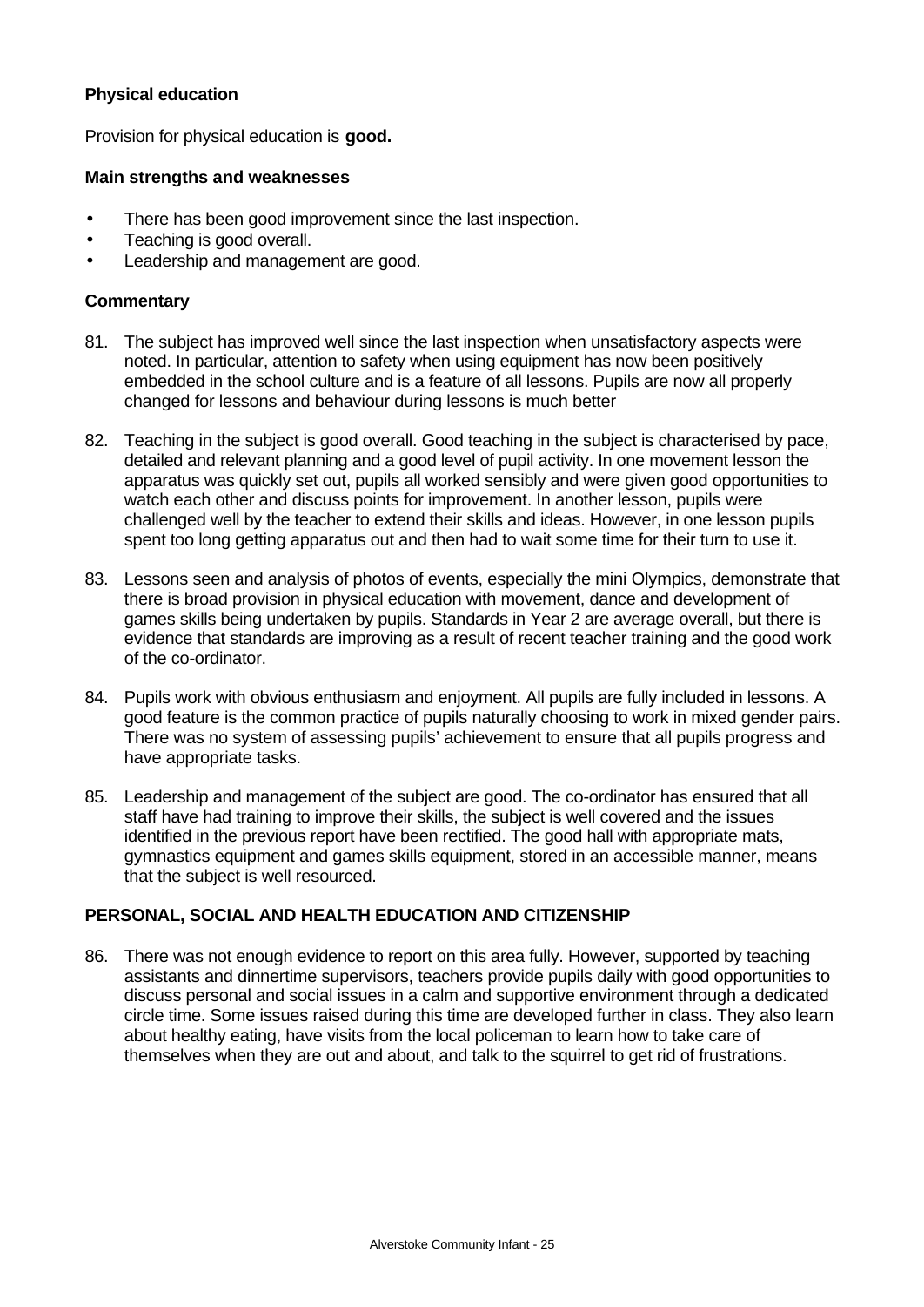### Physical education

Provision for physical education is **good.**

#### Main strengths and weaknesses

- There has been good improvement since the last inspection.
- Teaching is good overall.
- Leadership and management are good.

#### Commentary

81. The subject has improved well since the last inspection when unsatisfactory aspects were noted. In particular, attention to safety when using equipment has now been positively embedded in the school culture and is a feature of all lessons. Pupils are now all properly changed for lessons and behaviour during lessons is much better

82. Teaching in the subject is good overall. Good teaching in the subject is characterised by pace, detailed and relevant planning and a good level of pupil activity. In one movement lesson the apparatus was quickly set out, pupils all worked sensibly and were given good opportunities to watch each other and discuss points for improvement. In another lesson, pupils were challenged well by the teacher to extend their skills and ideas. However, in one lesson pupils spent too long getting apparatus out and then had to wait some time for their turn to use it.

83. Lessons seen and analysis of photos of events, especially the mini Olympics, demonstrate that there is broad provision in physical education with movement, dance and development of games skills being undertaken by pupils. Standards in Year 2 are average overall, but there is evidence that standards are improving as a result of recent teacher training and the good work of the co-ordinator.

84. Pupils work with obvious enthusiasm and enjoyment. All pupils are fully included in lessons. A good feature is the common practice of pupils naturally choosing to work in mixed gender pairs. There was no system of assessing pupils' achievement to ensure that all pupils progress and have appropriate tasks.

85. Leadership and management of the subject are good. The co-ordinator has ensured that all staff have had training to improve their skills, the subject is well covered and the issues identified in the previous report have been rectified. The good hall with appropriate mats, gymnastics equipment and games skills equipment, stored in an accessible manner, means that the subject is well resourced.

### PERSONAL, SOCIAL AND HEALTH EDUCATION AND CITIZENSHIP

86. There was not enough evidence to report on this area fully. However, supported by teaching assistants and dinnertime supervisors, teachers provide pupils daily with good opportunities to discuss personal and social issues in a calm and supportive environment through a dedicated circle time. Some issues raised during this time are developed further in class. They also learn about healthy eating, have visits from the local policeman to learn how to take care of themselves when they are out and about, and talk to the squirrel to get rid of frustrations.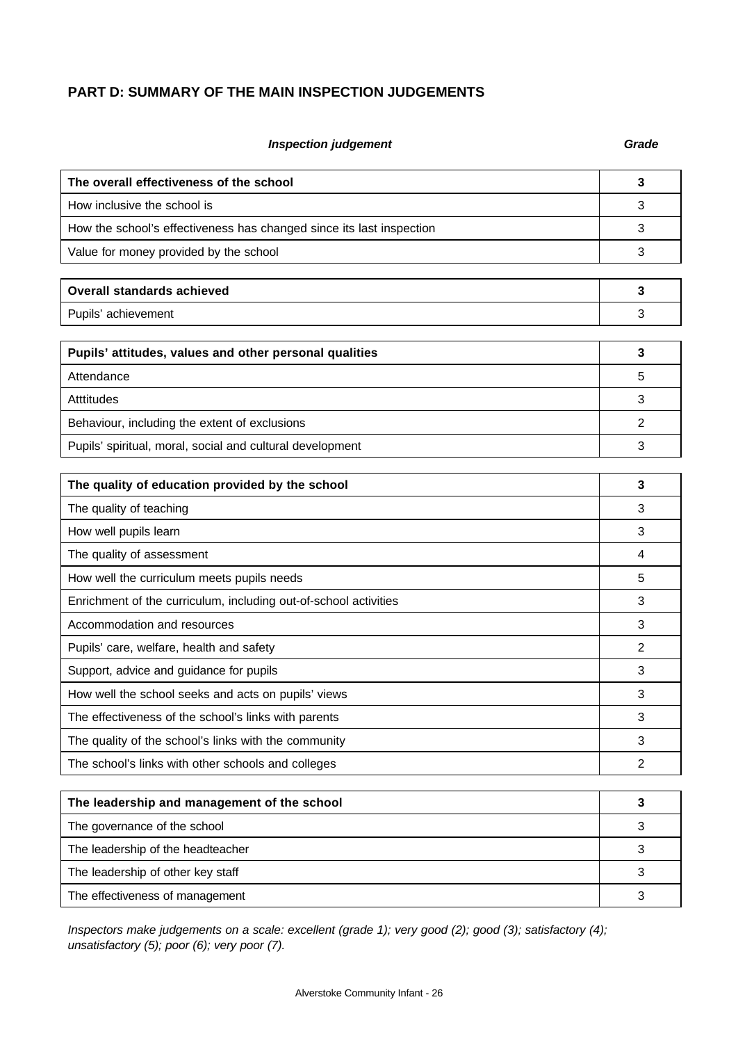## PART D: SUMMARY OF THE MAIN INSPECTION JUDGEMENTS

| ***Inspection judgement*** | ***Grade*** |
|---|---|
| **The overall effectiveness of the school** | **3** |
| How inclusive the school is | 3 |
| How the school's effectiveness has changed since its last inspection | 3 |
| Value for money provided by the school | 3 |
| **Overall standards achieved** | **3** |
| Pupils' achievement | 3 |
| **Pupils' attitudes, values and other personal qualities** | **3** |
| Attendance | 5 |
| Atttitudes | 3 |
| Behaviour, including the extent of exclusions | 2 |
| Pupils' spiritual, moral, social and cultural development | 3 |
| **The quality of education provided by the school** | **3** |
| The quality of teaching | 3 |
| How well pupils learn | 3 |
| The quality of assessment | 4 |
| How well the curriculum meets pupils needs | 5 |
| Enrichment of the curriculum, including out-of-school activities | 3 |
| Accommodation and resources | 3 |
| Pupils' care, welfare, health and safety | 2 |
| Support, advice and guidance for pupils | 3 |
| How well the school seeks and acts on pupils' views | 3 |
| The effectiveness of the school's links with parents | 3 |
| The quality of the school's links with the community | 3 |
| The school's links with other schools and colleges | 2 |
| **The leadership and management of the school** | **3** |
| The governance of the school | 3 |
| The leadership of the headteacher | 3 |
| The leadership of other key staff | 3 |
| The effectiveness of management | 3 |

*Inspectors make judgements on a scale: excellent (grade 1); very good (2); good (3); satisfactory (4); unsatisfactory (5); poor (6); very poor (7).*